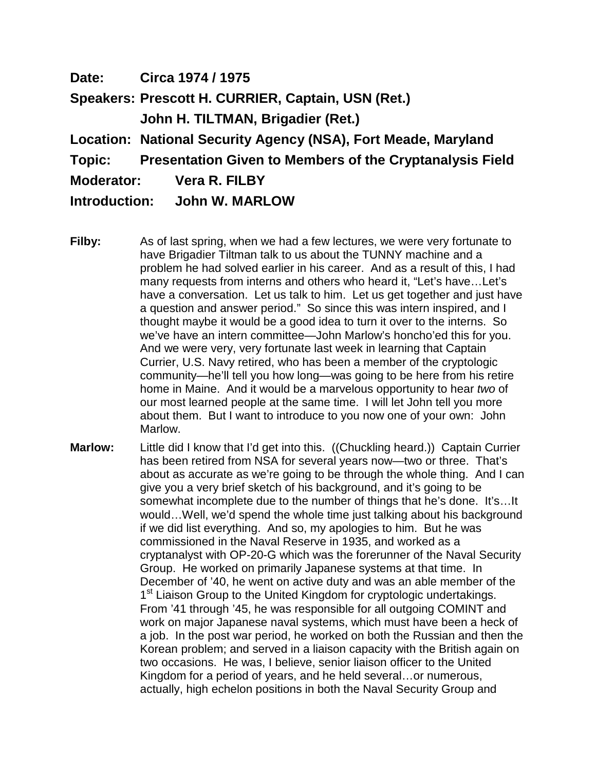**Date:** Circa 1974 / 1975

**Speakers:** Prescott H. CURRIER, Captain, USN (Ret.)
John H. TILTMAN, Brigadier (Ret.)

**Location:** National Security Agency (NSA), Fort Meade, Maryland

**Topic:** Presentation Given to Members of the Cryptanalysis Field

**Moderator:** Vera R. FILBY

**Introduction:** John W. MARLOW

**Filby:** As of last spring, when we had a few lectures, we were very fortunate to have Brigadier Tiltman talk to us about the TUNNY machine and a problem he had solved earlier in his career. And as a result of this, I had many requests from interns and others who heard it, "Let's have…Let's have a conversation. Let us talk to him. Let us get together and just have a question and answer period." So since this was intern inspired, and I thought maybe it would be a good idea to turn it over to the interns. So we've have an intern committee—John Marlow's honcho'ed this for you. And we were very, very fortunate last week in learning that Captain Currier, U.S. Navy retired, who has been a member of the cryptologic community—he'll tell you how long—was going to be here from his retire home in Maine. And it would be a marvelous opportunity to hear *two* of our most learned people at the same time. I will let John tell you more about them. But I want to introduce to you now one of your own: John Marlow.

**Marlow:** Little did I know that I'd get into this. ((Chuckling heard.)) Captain Currier has been retired from NSA for several years now—two or three. That's about as accurate as we're going to be through the whole thing. And I can give you a very brief sketch of his background, and it's going to be somewhat incomplete due to the number of things that he's done. It's…It would…Well, we'd spend the whole time just talking about his background if we did list everything. And so, my apologies to him. But he was commissioned in the Naval Reserve in 1935, and worked as a cryptanalyst with OP-20-G which was the forerunner of the Naval Security Group. He worked on primarily Japanese systems at that time. In December of '40, he went on active duty and was an able member of the 1st Liaison Group to the United Kingdom for cryptologic undertakings. From '41 through '45, he was responsible for all outgoing COMINT and work on major Japanese naval systems, which must have been a heck of a job. In the post war period, he worked on both the Russian and then the Korean problem; and served in a liaison capacity with the British again on two occasions. He was, I believe, senior liaison officer to the United Kingdom for a period of years, and he held several…or numerous, actually, high echelon positions in both the Naval Security Group and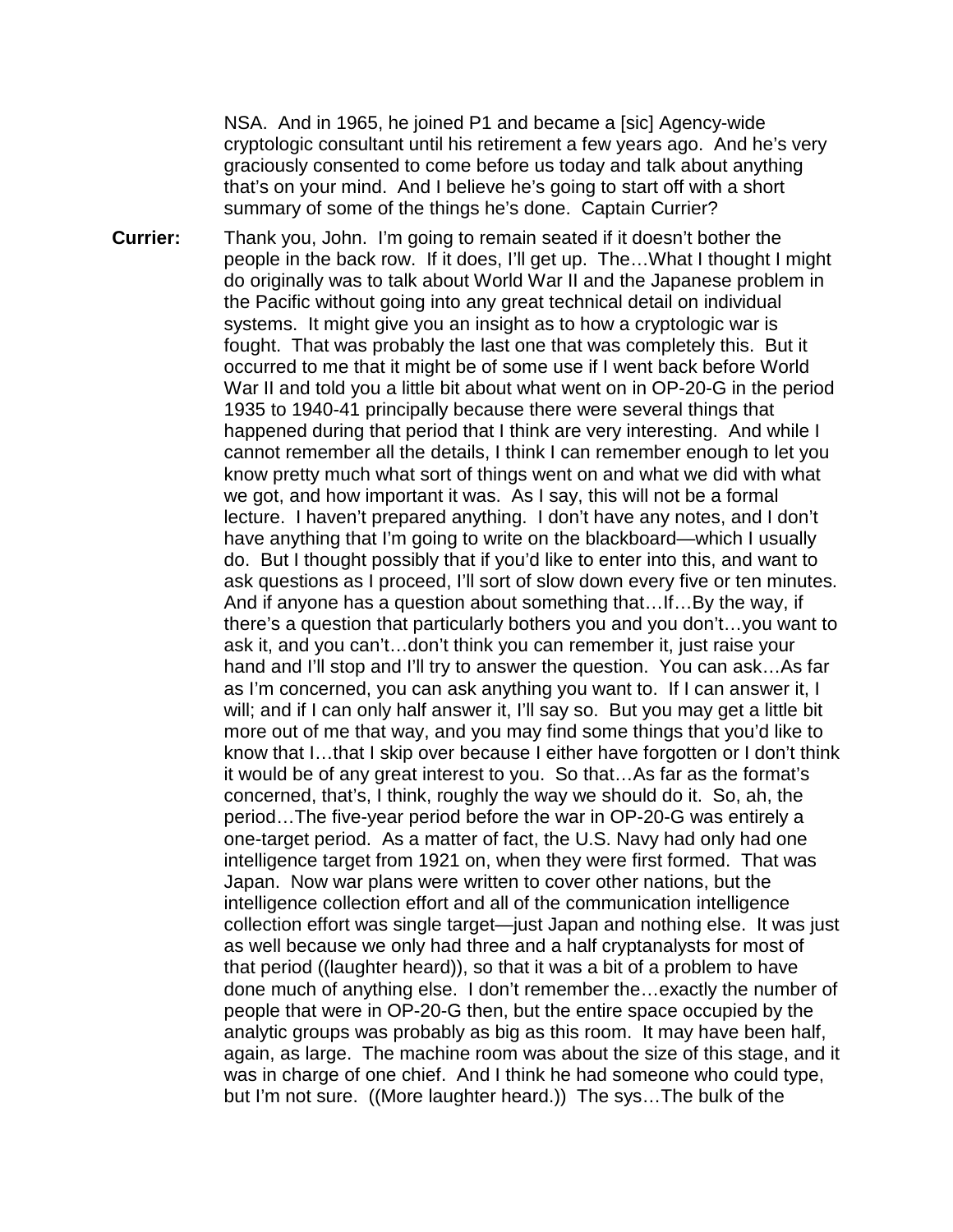NSA. And in 1965, he joined P1 and became a [sic] Agency-wide cryptologic consultant until his retirement a few years ago. And he's very graciously consented to come before us today and talk about anything that's on your mind. And I believe he's going to start off with a short summary of some of the things he's done. Captain Currier?

**Currier:** Thank you, John. I'm going to remain seated if it doesn't bother the people in the back row. If it does, I'll get up. The…What I thought I might do originally was to talk about World War II and the Japanese problem in the Pacific without going into any great technical detail on individual systems. It might give you an insight as to how a cryptologic war is fought. That was probably the last one that was completely this. But it occurred to me that it might be of some use if I went back before World War II and told you a little bit about what went on in OP-20-G in the period 1935 to 1940-41 principally because there were several things that happened during that period that I think are very interesting. And while I cannot remember all the details, I think I can remember enough to let you know pretty much what sort of things went on and what we did with what we got, and how important it was. As I say, this will not be a formal lecture. I haven't prepared anything. I don't have any notes, and I don't have anything that I'm going to write on the blackboard—which I usually do. But I thought possibly that if you'd like to enter into this, and want to ask questions as I proceed, I'll sort of slow down every five or ten minutes. And if anyone has a question about something that…If…By the way, if there's a question that particularly bothers you and you don't…you want to ask it, and you can't…don't think you can remember it, just raise your hand and I'll stop and I'll try to answer the question. You can ask…As far as I'm concerned, you can ask anything you want to. If I can answer it, I will; and if I can only half answer it, I'll say so. But you may get a little bit more out of me that way, and you may find some things that you'd like to know that I…that I skip over because I either have forgotten or I don't think it would be of any great interest to you. So that…As far as the format's concerned, that's, I think, roughly the way we should do it. So, ah, the period…The five-year period before the war in OP-20-G was entirely a one-target period. As a matter of fact, the U.S. Navy had only had one intelligence target from 1921 on, when they were first formed. That was Japan. Now war plans were written to cover other nations, but the intelligence collection effort and all of the communication intelligence collection effort was single target—just Japan and nothing else. It was just as well because we only had three and a half cryptanalysts for most of that period ((laughter heard)), so that it was a bit of a problem to have done much of anything else. I don't remember the…exactly the number of people that were in OP-20-G then, but the entire space occupied by the analytic groups was probably as big as this room. It may have been half, again, as large. The machine room was about the size of this stage, and it was in charge of one chief. And I think he had someone who could type, but I'm not sure. ((More laughter heard.)) The sys…The bulk of the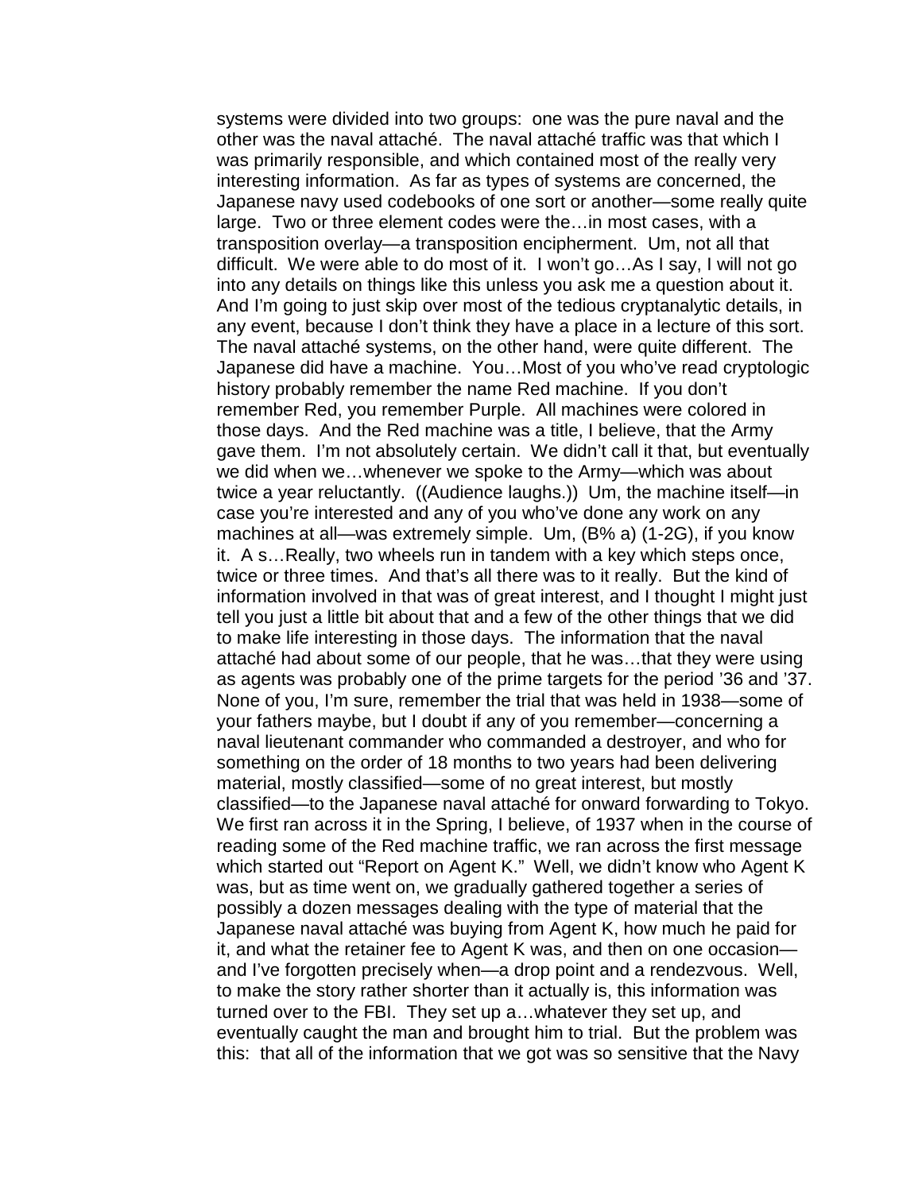systems were divided into two groups: one was the pure naval and the other was the naval attaché. The naval attaché traffic was that which I was primarily responsible, and which contained most of the really very interesting information. As far as types of systems are concerned, the Japanese navy used codebooks of one sort or another—some really quite large. Two or three element codes were the…in most cases, with a transposition overlay—a transposition encipherment. Um, not all that difficult. We were able to do most of it. I won't go…As I say, I will not go into any details on things like this unless you ask me a question about it. And I'm going to just skip over most of the tedious cryptanalytic details, in any event, because I don't think they have a place in a lecture of this sort. The naval attaché systems, on the other hand, were quite different. The Japanese did have a machine. You…Most of you who've read cryptologic history probably remember the name Red machine. If you don't remember Red, you remember Purple. All machines were colored in those days. And the Red machine was a title, I believe, that the Army gave them. I'm not absolutely certain. We didn't call it that, but eventually we did when we…whenever we spoke to the Army—which was about twice a year reluctantly. ((Audience laughs.)) Um, the machine itself—in case you're interested and any of you who've done any work on any machines at all—was extremely simple. Um, (B% a) (1-2G), if you know it. A s…Really, two wheels run in tandem with a key which steps once, twice or three times. And that's all there was to it really. But the kind of information involved in that was of great interest, and I thought I might just tell you just a little bit about that and a few of the other things that we did to make life interesting in those days. The information that the naval attaché had about some of our people, that he was…that they were using as agents was probably one of the prime targets for the period '36 and '37. None of you, I'm sure, remember the trial that was held in 1938—some of your fathers maybe, but I doubt if any of you remember—concerning a naval lieutenant commander who commanded a destroyer, and who for something on the order of 18 months to two years had been delivering material, mostly classified—some of no great interest, but mostly classified—to the Japanese naval attaché for onward forwarding to Tokyo. We first ran across it in the Spring, I believe, of 1937 when in the course of reading some of the Red machine traffic, we ran across the first message which started out "Report on Agent K." Well, we didn't know who Agent K was, but as time went on, we gradually gathered together a series of possibly a dozen messages dealing with the type of material that the Japanese naval attaché was buying from Agent K, how much he paid for it, and what the retainer fee to Agent K was, and then on one occasion—and I've forgotten precisely when—a drop point and a rendezvous. Well, to make the story rather shorter than it actually is, this information was turned over to the FBI. They set up a…whatever they set up, and eventually caught the man and brought him to trial. But the problem was this: that all of the information that we got was so sensitive that the Navy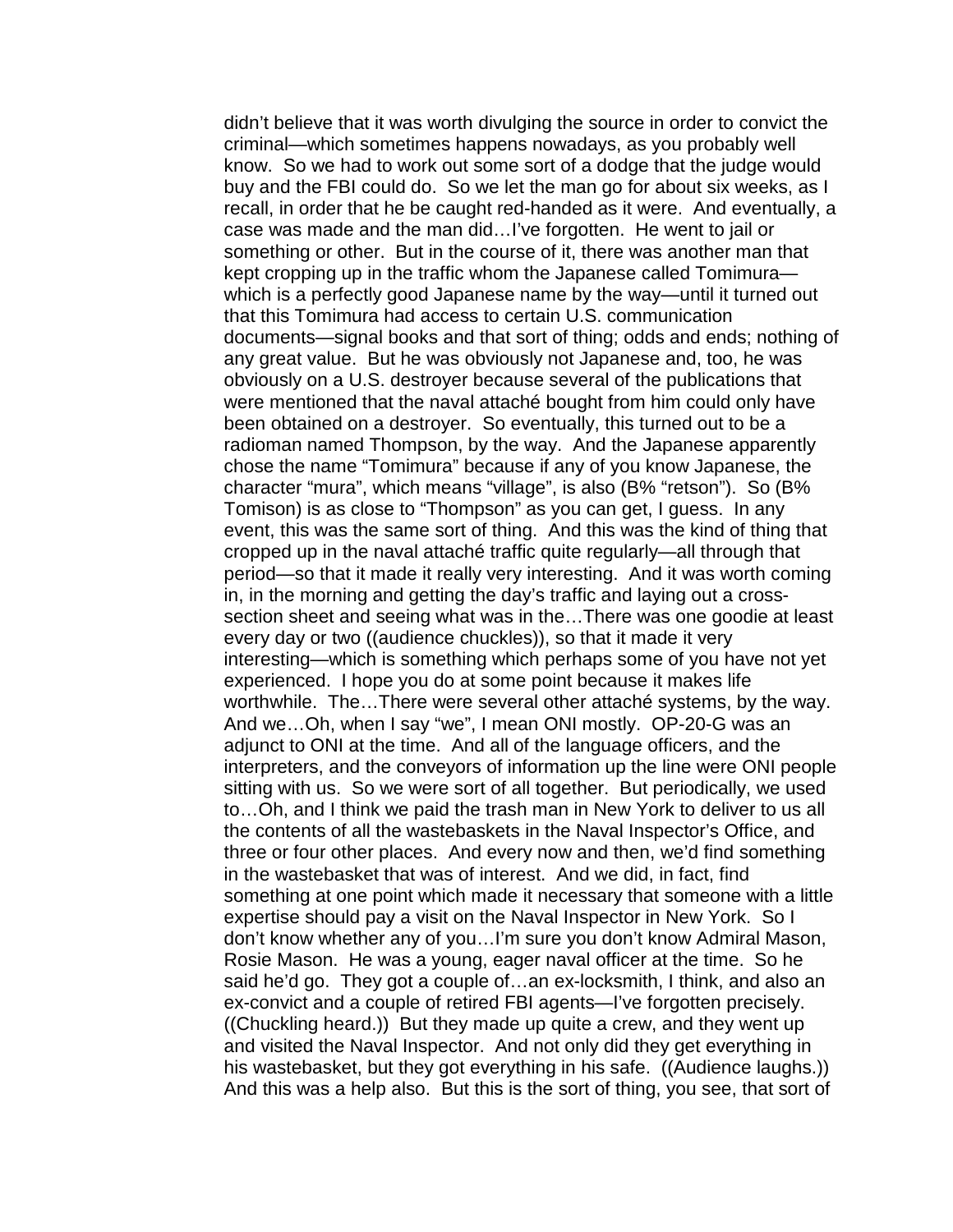didn't believe that it was worth divulging the source in order to convict the criminal—which sometimes happens nowadays, as you probably well know. So we had to work out some sort of a dodge that the judge would buy and the FBI could do. So we let the man go for about six weeks, as I recall, in order that he be caught red-handed as it were. And eventually, a case was made and the man did…I've forgotten. He went to jail or something or other. But in the course of it, there was another man that kept cropping up in the traffic whom the Japanese called Tomimura—which is a perfectly good Japanese name by the way—until it turned out that this Tomimura had access to certain U.S. communication documents—signal books and that sort of thing; odds and ends; nothing of any great value. But he was obviously not Japanese and, too, he was obviously on a U.S. destroyer because several of the publications that were mentioned that the naval attaché bought from him could only have been obtained on a destroyer. So eventually, this turned out to be a radioman named Thompson, by the way. And the Japanese apparently chose the name "Tomimura" because if any of you know Japanese, the character "mura", which means "village", is also (B% "retson"). So (B% Tomison) is as close to "Thompson" as you can get, I guess. In any event, this was the same sort of thing. And this was the kind of thing that cropped up in the naval attaché traffic quite regularly—all through that period—so that it made it really very interesting. And it was worth coming in, in the morning and getting the day's traffic and laying out a cross-section sheet and seeing what was in the…There was one goodie at least every day or two ((audience chuckles)), so that it made it very interesting—which is something which perhaps some of you have not yet experienced. I hope you do at some point because it makes life worthwhile. The…There were several other attaché systems, by the way. And we…Oh, when I say "we", I mean ONI mostly. OP-20-G was an adjunct to ONI at the time. And all of the language officers, and the interpreters, and the conveyors of information up the line were ONI people sitting with us. So we were sort of all together. But periodically, we used to…Oh, and I think we paid the trash man in New York to deliver to us all the contents of all the wastebaskets in the Naval Inspector's Office, and three or four other places. And every now and then, we'd find something in the wastebasket that was of interest. And we did, in fact, find something at one point which made it necessary that someone with a little expertise should pay a visit on the Naval Inspector in New York. So I don't know whether any of you…I'm sure you don't know Admiral Mason, Rosie Mason. He was a young, eager naval officer at the time. So he said he'd go. They got a couple of…an ex-locksmith, I think, and also an ex-convict and a couple of retired FBI agents—I've forgotten precisely. ((Chuckling heard.)) But they made up quite a crew, and they went up and visited the Naval Inspector. And not only did they get everything in his wastebasket, but they got everything in his safe. ((Audience laughs.)) And this was a help also. But this is the sort of thing, you see, that sort of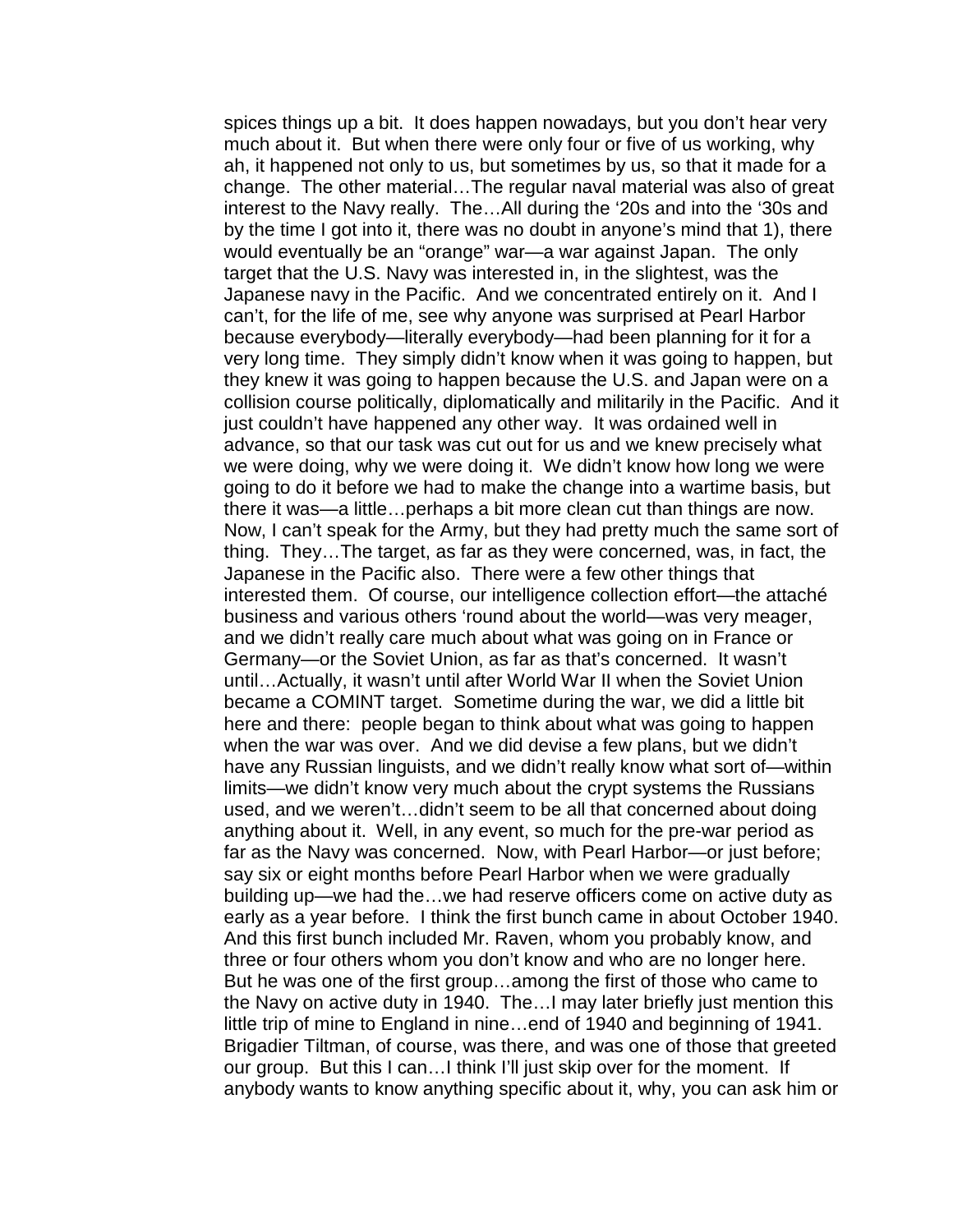spices things up a bit. It does happen nowadays, but you don't hear very much about it. But when there were only four or five of us working, why ah, it happened not only to us, but sometimes by us, so that it made for a change. The other material…The regular naval material was also of great interest to the Navy really. The…All during the '20s and into the '30s and by the time I got into it, there was no doubt in anyone's mind that 1), there would eventually be an "orange" war—a war against Japan. The only target that the U.S. Navy was interested in, in the slightest, was the Japanese navy in the Pacific. And we concentrated entirely on it. And I can't, for the life of me, see why anyone was surprised at Pearl Harbor because everybody—literally everybody—had been planning for it for a very long time. They simply didn't know when it was going to happen, but they knew it was going to happen because the U.S. and Japan were on a collision course politically, diplomatically and militarily in the Pacific. And it just couldn't have happened any other way. It was ordained well in advance, so that our task was cut out for us and we knew precisely what we were doing, why we were doing it. We didn't know how long we were going to do it before we had to make the change into a wartime basis, but there it was—a little…perhaps a bit more clean cut than things are now. Now, I can't speak for the Army, but they had pretty much the same sort of thing. They…The target, as far as they were concerned, was, in fact, the Japanese in the Pacific also. There were a few other things that interested them. Of course, our intelligence collection effort—the attaché business and various others 'round about the world—was very meager, and we didn't really care much about what was going on in France or Germany—or the Soviet Union, as far as that's concerned. It wasn't until…Actually, it wasn't until after World War II when the Soviet Union became a COMINT target. Sometime during the war, we did a little bit here and there: people began to think about what was going to happen when the war was over. And we did devise a few plans, but we didn't have any Russian linguists, and we didn't really know what sort of—within limits—we didn't know very much about the crypt systems the Russians used, and we weren't…didn't seem to be all that concerned about doing anything about it. Well, in any event, so much for the pre-war period as far as the Navy was concerned. Now, with Pearl Harbor—or just before; say six or eight months before Pearl Harbor when we were gradually building up—we had the…we had reserve officers come on active duty as early as a year before. I think the first bunch came in about October 1940. And this first bunch included Mr. Raven, whom you probably know, and three or four others whom you don't know and who are no longer here. But he was one of the first group…among the first of those who came to the Navy on active duty in 1940. The…I may later briefly just mention this little trip of mine to England in nine…end of 1940 and beginning of 1941. Brigadier Tiltman, of course, was there, and was one of those that greeted our group. But this I can…I think I'll just skip over for the moment. If anybody wants to know anything specific about it, why, you can ask him or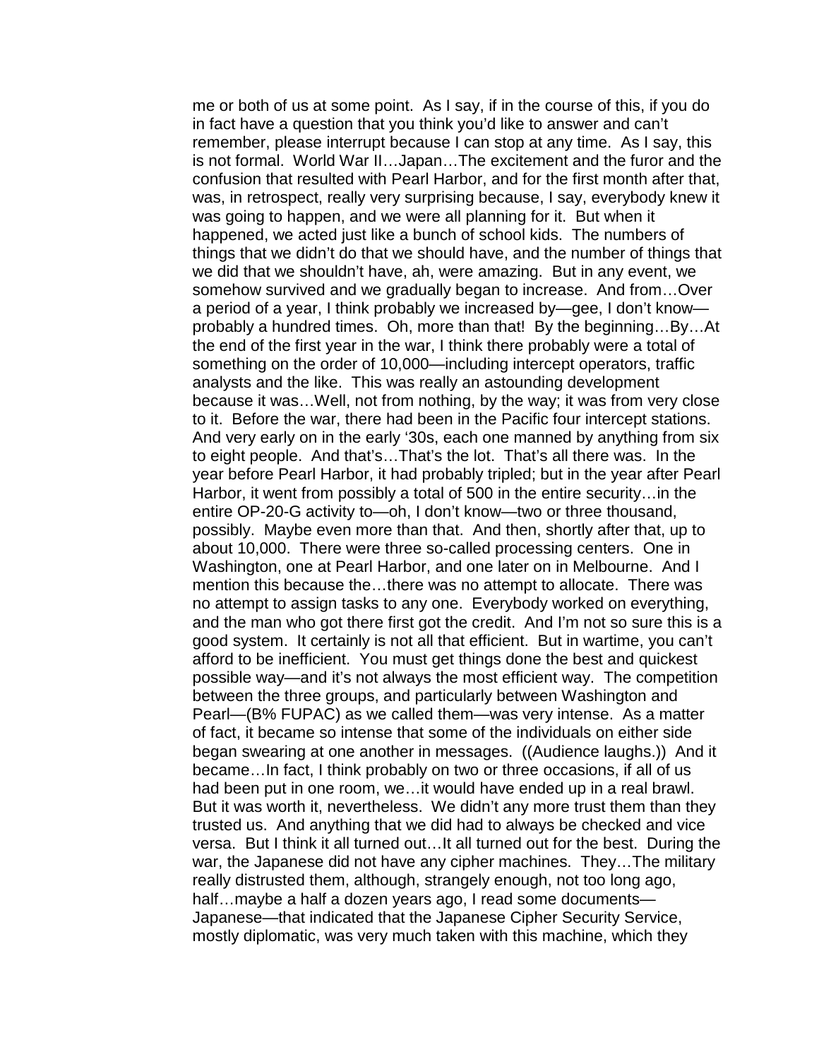me or both of us at some point. As I say, if in the course of this, if you do in fact have a question that you think you'd like to answer and can't remember, please interrupt because I can stop at any time. As I say, this is not formal. World War II…Japan…The excitement and the furor and the confusion that resulted with Pearl Harbor, and for the first month after that, was, in retrospect, really very surprising because, I say, everybody knew it was going to happen, and we were all planning for it. But when it happened, we acted just like a bunch of school kids. The numbers of things that we didn't do that we should have, and the number of things that we did that we shouldn't have, ah, were amazing. But in any event, we somehow survived and we gradually began to increase. And from…Over a period of a year, I think probably we increased by—gee, I don't know—probably a hundred times. Oh, more than that! By the beginning…By…At the end of the first year in the war, I think there probably were a total of something on the order of 10,000—including intercept operators, traffic analysts and the like. This was really an astounding development because it was…Well, not from nothing, by the way; it was from very close to it. Before the war, there had been in the Pacific four intercept stations. And very early on in the early '30s, each one manned by anything from six to eight people. And that's…That's the lot. That's all there was. In the year before Pearl Harbor, it had probably tripled; but in the year after Pearl Harbor, it went from possibly a total of 500 in the entire security…in the entire OP-20-G activity to—oh, I don't know—two or three thousand, possibly. Maybe even more than that. And then, shortly after that, up to about 10,000. There were three so-called processing centers. One in Washington, one at Pearl Harbor, and one later on in Melbourne. And I mention this because the…there was no attempt to allocate. There was no attempt to assign tasks to any one. Everybody worked on everything, and the man who got there first got the credit. And I'm not so sure this is a good system. It certainly is not all that efficient. But in wartime, you can't afford to be inefficient. You must get things done the best and quickest possible way—and it's not always the most efficient way. The competition between the three groups, and particularly between Washington and Pearl—(B% FUPAC) as we called them—was very intense. As a matter of fact, it became so intense that some of the individuals on either side began swearing at one another in messages. ((Audience laughs.)) And it became…In fact, I think probably on two or three occasions, if all of us had been put in one room, we…it would have ended up in a real brawl. But it was worth it, nevertheless. We didn't any more trust them than they trusted us. And anything that we did had to always be checked and vice versa. But I think it all turned out…It all turned out for the best. During the war, the Japanese did not have any cipher machines. They…The military really distrusted them, although, strangely enough, not too long ago, half…maybe a half a dozen years ago, I read some documents—Japanese—that indicated that the Japanese Cipher Security Service, mostly diplomatic, was very much taken with this machine, which they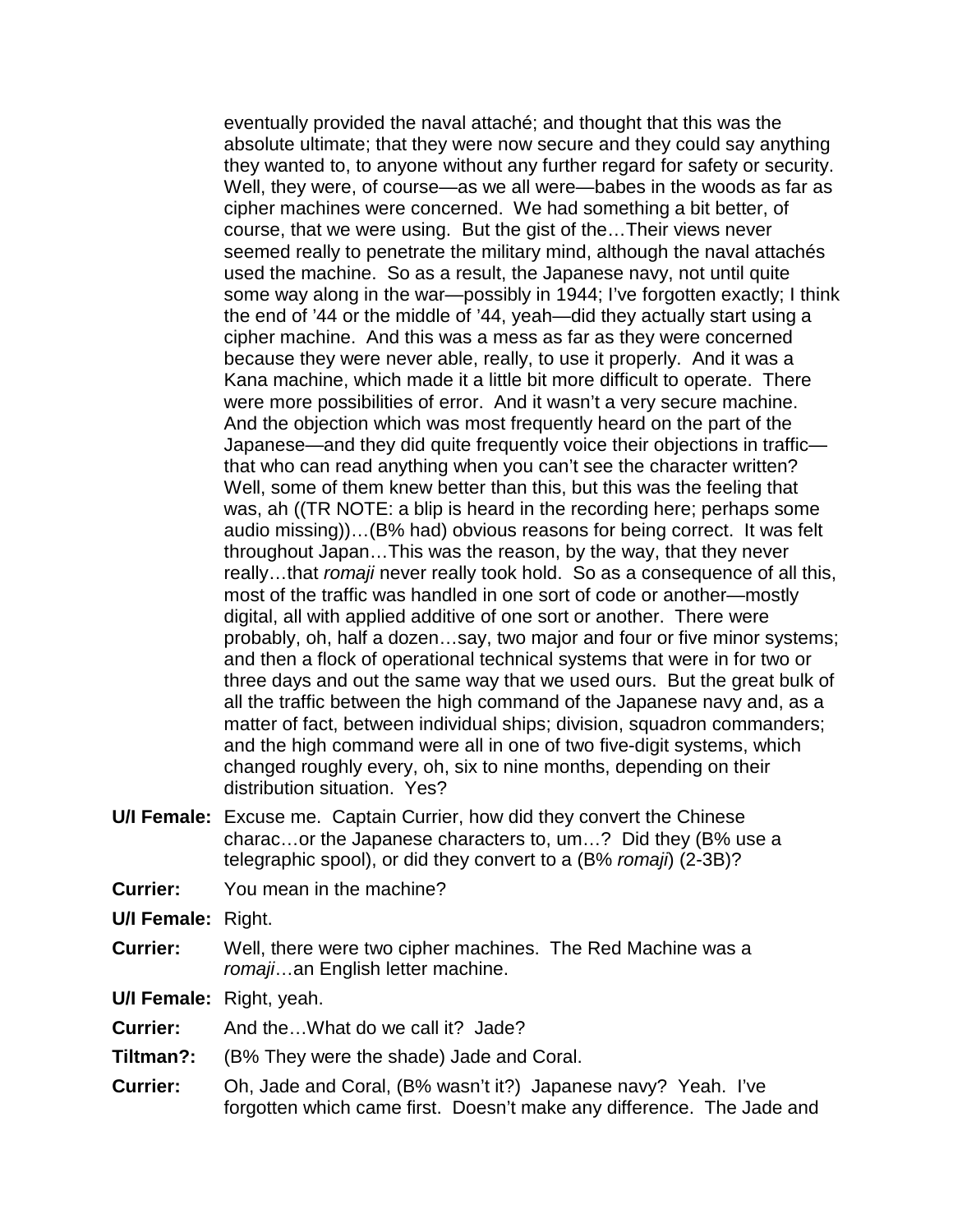eventually provided the naval attaché; and thought that this was the absolute ultimate; that they were now secure and they could say anything they wanted to, to anyone without any further regard for safety or security. Well, they were, of course—as we all were—babes in the woods as far as cipher machines were concerned. We had something a bit better, of course, that we were using. But the gist of the…Their views never seemed really to penetrate the military mind, although the naval attachés used the machine. So as a result, the Japanese navy, not until quite some way along in the war—possibly in 1944; I've forgotten exactly; I think the end of '44 or the middle of '44, yeah—did they actually start using a cipher machine. And this was a mess as far as they were concerned because they were never able, really, to use it properly. And it was a Kana machine, which made it a little bit more difficult to operate. There were more possibilities of error. And it wasn't a very secure machine. And the objection which was most frequently heard on the part of the Japanese—and they did quite frequently voice their objections in traffic—that who can read anything when you can't see the character written? Well, some of them knew better than this, but this was the feeling that was, ah ((TR NOTE: a blip is heard in the recording here; perhaps some audio missing))…(B% had) obvious reasons for being correct. It was felt throughout Japan…This was the reason, by the way, that they never really…that *romaji* never really took hold. So as a consequence of all this, most of the traffic was handled in one sort of code or another—mostly digital, all with applied additive of one sort or another. There were probably, oh, half a dozen…say, two major and four or five minor systems; and then a flock of operational technical systems that were in for two or three days and out the same way that we used ours. But the great bulk of all the traffic between the high command of the Japanese navy and, as a matter of fact, between individual ships; division, squadron commanders; and the high command were all in one of two five-digit systems, which changed roughly every, oh, six to nine months, depending on their distribution situation. Yes?

**U/I Female:** Excuse me. Captain Currier, how did they convert the Chinese charac…or the Japanese characters to, um…? Did they (B% use a telegraphic spool), or did they convert to a (B% *romaji*) (2-3B)?

**Currier:** You mean in the machine?

**U/I Female:** Right.

**Currier:** Well, there were two cipher machines. The Red Machine was a *romaji*…an English letter machine.

**U/I Female:** Right, yeah.

**Currier:** And the…What do we call it? Jade?

**Tiltman?:** (B% They were the shade) Jade and Coral.

**Currier:** Oh, Jade and Coral, (B% wasn't it?) Japanese navy? Yeah. I've forgotten which came first. Doesn't make any difference. The Jade and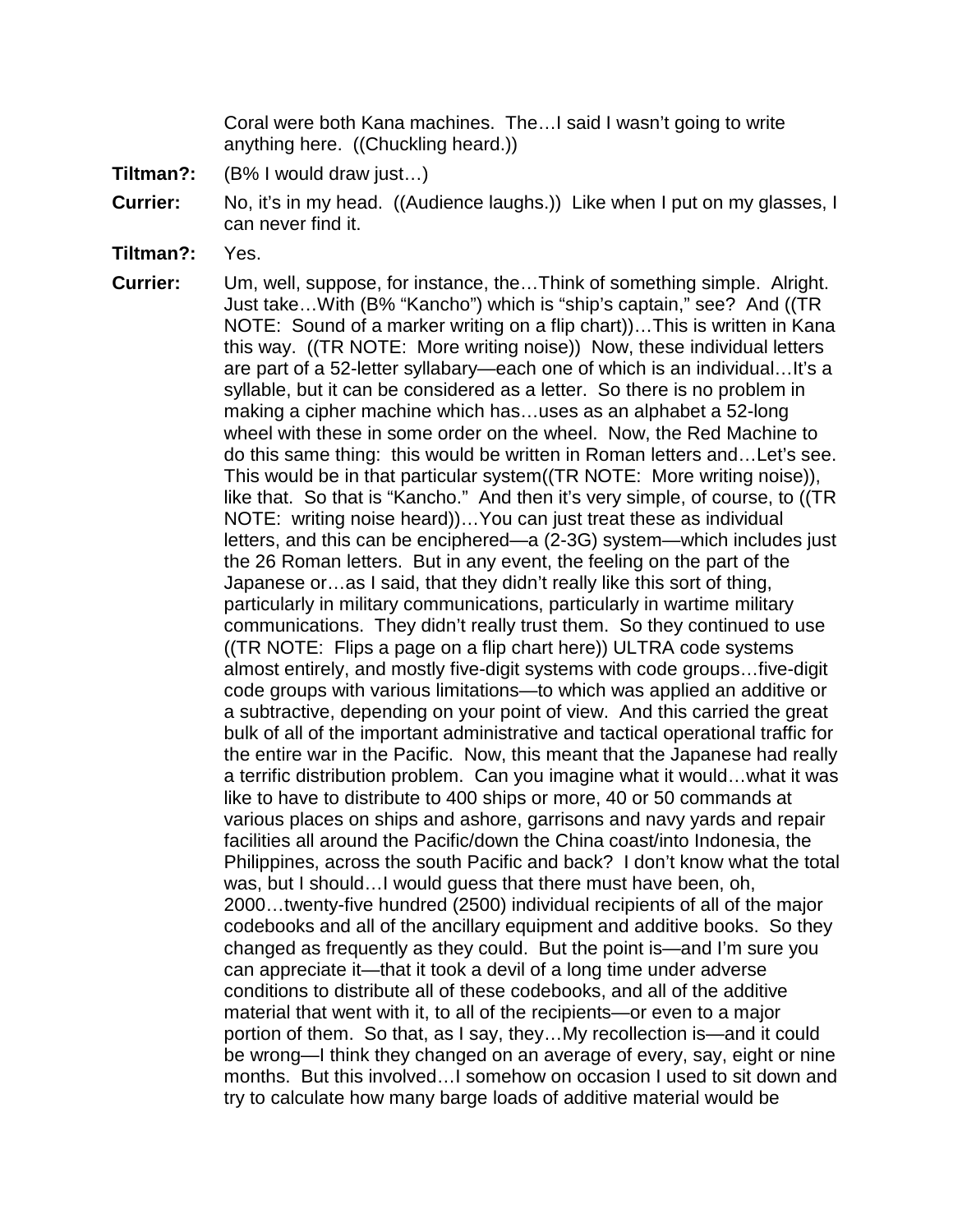Coral were both Kana machines. The…I said I wasn't going to write anything here. ((Chuckling heard.))

**Tiltman?:** (B% I would draw just…)

**Currier:** No, it's in my head. ((Audience laughs.)) Like when I put on my glasses, I can never find it.

**Tiltman?:** Yes.

**Currier:** Um, well, suppose, for instance, the…Think of something simple. Alright. Just take…With (B% "Kancho") which is "ship's captain," see? And ((TR NOTE: Sound of a marker writing on a flip chart))…This is written in Kana this way. ((TR NOTE: More writing noise)) Now, these individual letters are part of a 52-letter syllabary—each one of which is an individual…It's a syllable, but it can be considered as a letter. So there is no problem in making a cipher machine which has…uses as an alphabet a 52-long wheel with these in some order on the wheel. Now, the Red Machine to do this same thing: this would be written in Roman letters and…Let's see. This would be in that particular system((TR NOTE: More writing noise)), like that. So that is "Kancho." And then it's very simple, of course, to ((TR NOTE: writing noise heard))…You can just treat these as individual letters, and this can be enciphered—a (2-3G) system—which includes just the 26 Roman letters. But in any event, the feeling on the part of the Japanese or…as I said, that they didn't really like this sort of thing, particularly in military communications, particularly in wartime military communications. They didn't really trust them. So they continued to use ((TR NOTE: Flips a page on a flip chart here)) ULTRA code systems almost entirely, and mostly five-digit systems with code groups…five-digit code groups with various limitations—to which was applied an additive or a subtractive, depending on your point of view. And this carried the great bulk of all of the important administrative and tactical operational traffic for the entire war in the Pacific. Now, this meant that the Japanese had really a terrific distribution problem. Can you imagine what it would…what it was like to have to distribute to 400 ships or more, 40 or 50 commands at various places on ships and ashore, garrisons and navy yards and repair facilities all around the Pacific/down the China coast/into Indonesia, the Philippines, across the south Pacific and back? I don't know what the total was, but I should…I would guess that there must have been, oh, 2000…twenty-five hundred (2500) individual recipients of all of the major codebooks and all of the ancillary equipment and additive books. So they changed as frequently as they could. But the point is—and I'm sure you can appreciate it—that it took a devil of a long time under adverse conditions to distribute all of these codebooks, and all of the additive material that went with it, to all of the recipients—or even to a major portion of them. So that, as I say, they…My recollection is—and it could be wrong—I think they changed on an average of every, say, eight or nine months. But this involved…I somehow on occasion I used to sit down and try to calculate how many barge loads of additive material would be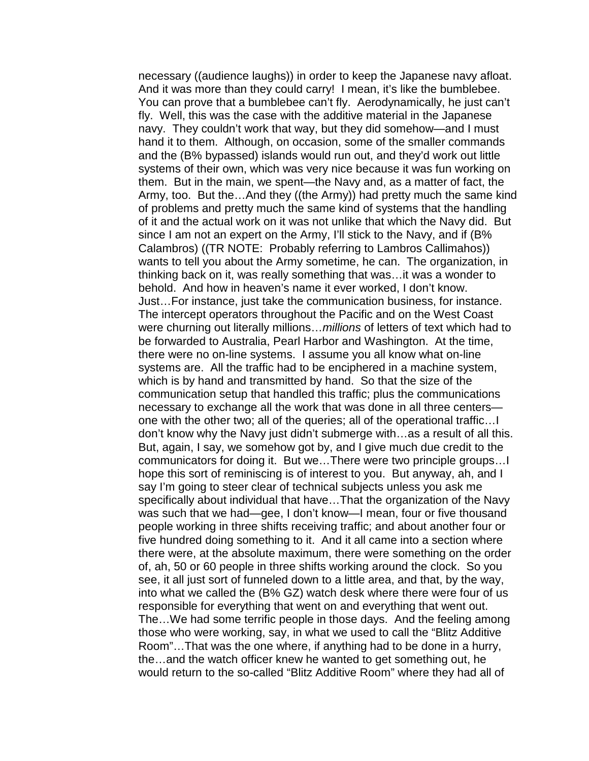necessary ((audience laughs)) in order to keep the Japanese navy afloat. And it was more than they could carry! I mean, it's like the bumblebee. You can prove that a bumblebee can't fly. Aerodynamically, he just can't fly. Well, this was the case with the additive material in the Japanese navy. They couldn't work that way, but they did somehow—and I must hand it to them. Although, on occasion, some of the smaller commands and the (B% bypassed) islands would run out, and they'd work out little systems of their own, which was very nice because it was fun working on them. But in the main, we spent—the Navy and, as a matter of fact, the Army, too. But the…And they ((the Army)) had pretty much the same kind of problems and pretty much the same kind of systems that the handling of it and the actual work on it was not unlike that which the Navy did. But since I am not an expert on the Army, I'll stick to the Navy, and if (B% Calambros) ((TR NOTE: Probably referring to Lambros Callimahos)) wants to tell you about the Army sometime, he can. The organization, in thinking back on it, was really something that was…it was a wonder to behold. And how in heaven's name it ever worked, I don't know. Just…For instance, just take the communication business, for instance. The intercept operators throughout the Pacific and on the West Coast were churning out literally millions…*millions* of letters of text which had to be forwarded to Australia, Pearl Harbor and Washington. At the time, there were no on-line systems. I assume you all know what on-line systems are. All the traffic had to be enciphered in a machine system, which is by hand and transmitted by hand. So that the size of the communication setup that handled this traffic; plus the communications necessary to exchange all the work that was done in all three centers—one with the other two; all of the queries; all of the operational traffic…I don't know why the Navy just didn't submerge with…as a result of all this. But, again, I say, we somehow got by, and I give much due credit to the communicators for doing it. But we…There were two principle groups…I hope this sort of reminiscing is of interest to you. But anyway, ah, and I say I'm going to steer clear of technical subjects unless you ask me specifically about individual that have…That the organization of the Navy was such that we had—gee, I don't know—I mean, four or five thousand people working in three shifts receiving traffic; and about another four or five hundred doing something to it. And it all came into a section where there were, at the absolute maximum, there were something on the order of, ah, 50 or 60 people in three shifts working around the clock. So you see, it all just sort of funneled down to a little area, and that, by the way, into what we called the (B% GZ) watch desk where there were four of us responsible for everything that went on and everything that went out. The…We had some terrific people in those days. And the feeling among those who were working, say, in what we used to call the "Blitz Additive Room"…That was the one where, if anything had to be done in a hurry, the…and the watch officer knew he wanted to get something out, he would return to the so-called "Blitz Additive Room" where they had all of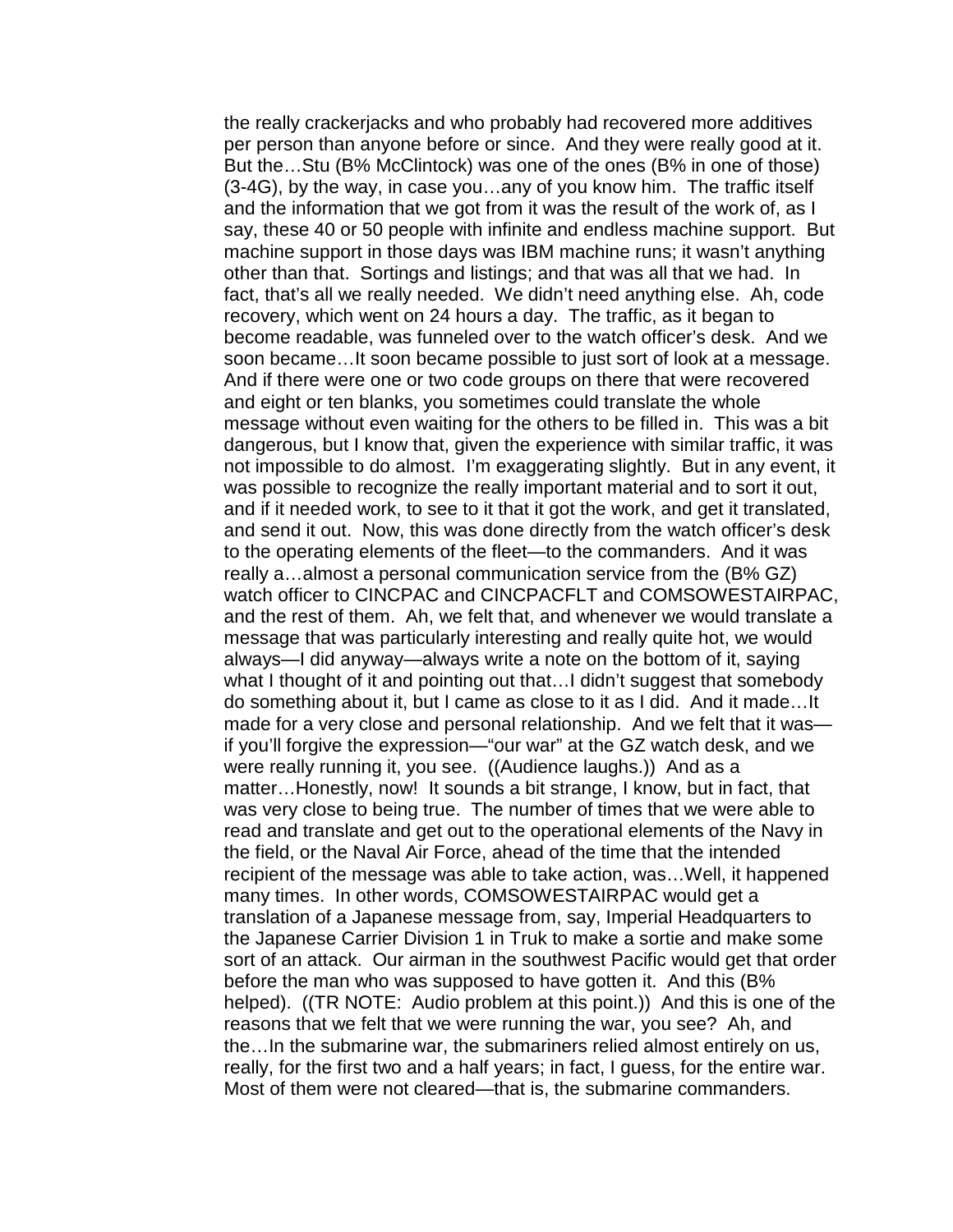the really crackerjacks and who probably had recovered more additives per person than anyone before or since. And they were really good at it. But the…Stu (B% McClintock) was one of the ones (B% in one of those) (3-4G), by the way, in case you…any of you know him. The traffic itself and the information that we got from it was the result of the work of, as I say, these 40 or 50 people with infinite and endless machine support. But machine support in those days was IBM machine runs; it wasn't anything other than that. Sortings and listings; and that was all that we had. In fact, that's all we really needed. We didn't need anything else. Ah, code recovery, which went on 24 hours a day. The traffic, as it began to become readable, was funneled over to the watch officer's desk. And we soon became…It soon became possible to just sort of look at a message. And if there were one or two code groups on there that were recovered and eight or ten blanks, you sometimes could translate the whole message without even waiting for the others to be filled in. This was a bit dangerous, but I know that, given the experience with similar traffic, it was not impossible to do almost. I'm exaggerating slightly. But in any event, it was possible to recognize the really important material and to sort it out, and if it needed work, to see to it that it got the work, and get it translated, and send it out. Now, this was done directly from the watch officer's desk to the operating elements of the fleet—to the commanders. And it was really a…almost a personal communication service from the (B% GZ) watch officer to CINCPAC and CINCPACFLT and COMSOWESTAIRPAC, and the rest of them. Ah, we felt that, and whenever we would translate a message that was particularly interesting and really quite hot, we would always—I did anyway—always write a note on the bottom of it, saying what I thought of it and pointing out that…I didn't suggest that somebody do something about it, but I came as close to it as I did. And it made…It made for a very close and personal relationship. And we felt that it was—if you'll forgive the expression—"our war" at the GZ watch desk, and we were really running it, you see. ((Audience laughs.)) And as a matter…Honestly, now! It sounds a bit strange, I know, but in fact, that was very close to being true. The number of times that we were able to read and translate and get out to the operational elements of the Navy in the field, or the Naval Air Force, ahead of the time that the intended recipient of the message was able to take action, was…Well, it happened many times. In other words, COMSOWESTAIRPAC would get a translation of a Japanese message from, say, Imperial Headquarters to the Japanese Carrier Division 1 in Truk to make a sortie and make some sort of an attack. Our airman in the southwest Pacific would get that order before the man who was supposed to have gotten it. And this (B% helped). ((TR NOTE: Audio problem at this point.)) And this is one of the reasons that we felt that we were running the war, you see? Ah, and the…In the submarine war, the submariners relied almost entirely on us, really, for the first two and a half years; in fact, I guess, for the entire war. Most of them were not cleared—that is, the submarine commanders.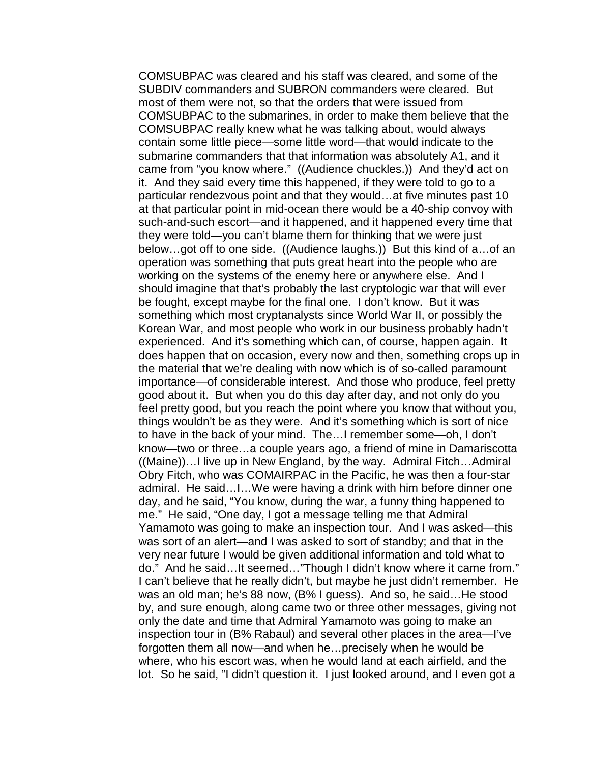COMSUBPAC was cleared and his staff was cleared, and some of the SUBDIV commanders and SUBRON commanders were cleared. But most of them were not, so that the orders that were issued from COMSUBPAC to the submarines, in order to make them believe that the COMSUBPAC really knew what he was talking about, would always contain some little piece—some little word—that would indicate to the submarine commanders that that information was absolutely A1, and it came from "you know where." ((Audience chuckles.)) And they'd act on it. And they said every time this happened, if they were told to go to a particular rendezvous point and that they would…at five minutes past 10 at that particular point in mid-ocean there would be a 40-ship convoy with such-and-such escort—and it happened, and it happened every time that they were told—you can't blame them for thinking that we were just below…got off to one side. ((Audience laughs.)) But this kind of a…of an operation was something that puts great heart into the people who are working on the systems of the enemy here or anywhere else. And I should imagine that that's probably the last cryptologic war that will ever be fought, except maybe for the final one. I don't know. But it was something which most cryptanalysts since World War II, or possibly the Korean War, and most people who work in our business probably hadn't experienced. And it's something which can, of course, happen again. It does happen that on occasion, every now and then, something crops up in the material that we're dealing with now which is of so-called paramount importance—of considerable interest. And those who produce, feel pretty good about it. But when you do this day after day, and not only do you feel pretty good, but you reach the point where you know that without you, things wouldn't be as they were. And it's something which is sort of nice to have in the back of your mind. The…I remember some—oh, I don't know—two or three…a couple years ago, a friend of mine in Damariscotta ((Maine))…I live up in New England, by the way. Admiral Fitch…Admiral Obry Fitch, who was COMAIRPAC in the Pacific, he was then a four-star admiral. He said…I…We were having a drink with him before dinner one day, and he said, "You know, during the war, a funny thing happened to me." He said, "One day, I got a message telling me that Admiral Yamamoto was going to make an inspection tour. And I was asked—this was sort of an alert—and I was asked to sort of standby; and that in the very near future I would be given additional information and told what to do." And he said…It seemed…"Though I didn't know where it came from." I can't believe that he really didn't, but maybe he just didn't remember. He was an old man; he's 88 now, (B% I guess). And so, he said…He stood by, and sure enough, along came two or three other messages, giving not only the date and time that Admiral Yamamoto was going to make an inspection tour in (B% Rabaul) and several other places in the area—I've forgotten them all now—and when he…precisely when he would be where, who his escort was, when he would land at each airfield, and the lot. So he said, "I didn't question it. I just looked around, and I even got a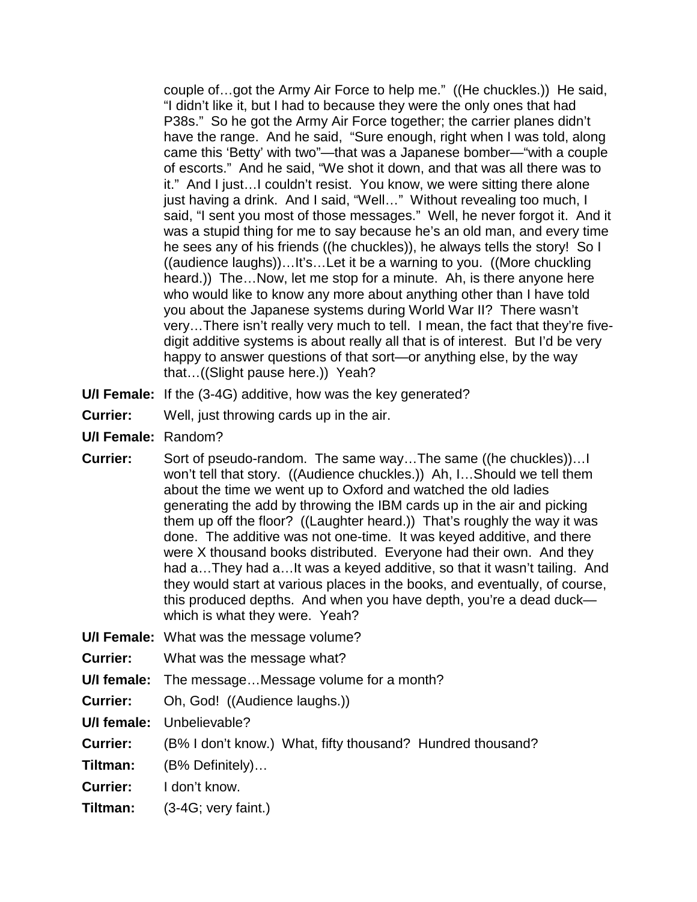couple of…got the Army Air Force to help me." ((He chuckles.)) He said, "I didn't like it, but I had to because they were the only ones that had P38s." So he got the Army Air Force together; the carrier planes didn't have the range. And he said, "Sure enough, right when I was told, along came this 'Betty' with two"—that was a Japanese bomber—"with a couple of escorts." And he said, "We shot it down, and that was all there was to it." And I just…I couldn't resist. You know, we were sitting there alone just having a drink. And I said, "Well…" Without revealing too much, I said, "I sent you most of those messages." Well, he never forgot it. And it was a stupid thing for me to say because he's an old man, and every time he sees any of his friends ((he chuckles)), he always tells the story! So I ((audience laughs))…It's…Let it be a warning to you. ((More chuckling heard.)) The…Now, let me stop for a minute. Ah, is there anyone here who would like to know any more about anything other than I have told you about the Japanese systems during World War II? There wasn't very…There isn't really very much to tell. I mean, the fact that they're five-digit additive systems is about really all that is of interest. But I'd be very happy to answer questions of that sort—or anything else, by the way that…((Slight pause here.)) Yeah?

**U/I Female:** If the (3-4G) additive, how was the key generated?

**Currier:** Well, just throwing cards up in the air.

**U/I Female:** Random?

**Currier:** Sort of pseudo-random. The same way…The same ((he chuckles))…I won't tell that story. ((Audience chuckles.)) Ah, I…Should we tell them about the time we went up to Oxford and watched the old ladies generating the add by throwing the IBM cards up in the air and picking them up off the floor? ((Laughter heard.)) That's roughly the way it was done. The additive was not one-time. It was keyed additive, and there were X thousand books distributed. Everyone had their own. And they had a…They had a…It was a keyed additive, so that it wasn't tailing. And they would start at various places in the books, and eventually, of course, this produced depths. And when you have depth, you're a dead duck—which is what they were. Yeah?

**U/I Female:** What was the message volume?

**Currier:** What was the message what?

**U/I female:** The message…Message volume for a month?

**Currier:** Oh, God! ((Audience laughs.))

**U/I female:** Unbelievable?

**Currier:** (B% I don't know.) What, fifty thousand? Hundred thousand?

**Tiltman:** (B% Definitely)…

**Currier:** I don't know.

**Tiltman:** (3-4G; very faint.)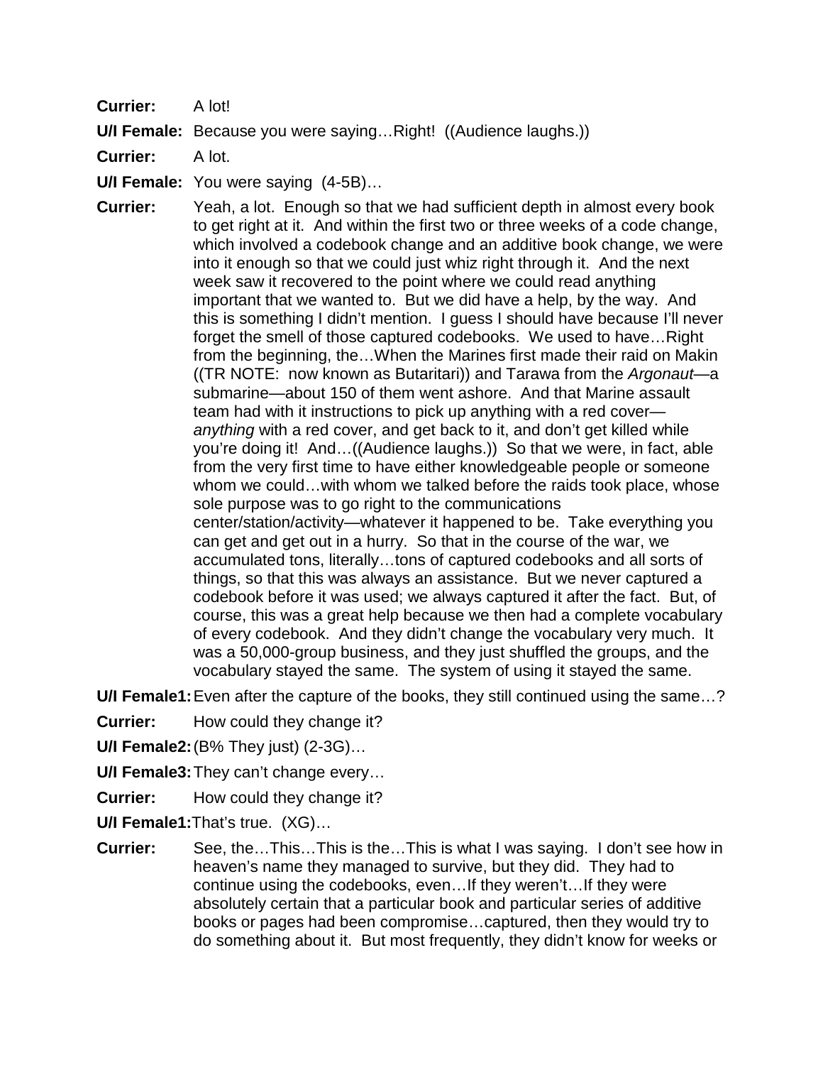**Currier:** A lot!

**U/I Female:** Because you were saying…Right! ((Audience laughs.))

**Currier:** A lot.

**U/I Female:** You were saying (4-5B)…

**Currier:** Yeah, a lot. Enough so that we had sufficient depth in almost every book to get right at it. And within the first two or three weeks of a code change, which involved a codebook change and an additive book change, we were into it enough so that we could just whiz right through it. And the next week saw it recovered to the point where we could read anything important that we wanted to. But we did have a help, by the way. And this is something I didn't mention. I guess I should have because I'll never forget the smell of those captured codebooks. We used to have…Right from the beginning, the…When the Marines first made their raid on Makin ((TR NOTE: now known as Butaritari)) and Tarawa from the *Argonaut*—a submarine—about 150 of them went ashore. And that Marine assault team had with it instructions to pick up anything with a red cover—*anything* with a red cover, and get back to it, and don't get killed while you're doing it! And…((Audience laughs.)) So that we were, in fact, able from the very first time to have either knowledgeable people or someone whom we could…with whom we talked before the raids took place, whose sole purpose was to go right to the communications center/station/activity—whatever it happened to be. Take everything you can get and get out in a hurry. So that in the course of the war, we accumulated tons, literally…tons of captured codebooks and all sorts of things, so that this was always an assistance. But we never captured a codebook before it was used; we always captured it after the fact. But, of course, this was a great help because we then had a complete vocabulary of every codebook. And they didn't change the vocabulary very much. It was a 50,000-group business, and they just shuffled the groups, and the vocabulary stayed the same. The system of using it stayed the same.

**U/I Female1:** Even after the capture of the books, they still continued using the same…?

**Currier:** How could they change it?

**U/I Female2:** (B% They just) (2-3G)…

**U/I Female3:** They can't change every…

**Currier:** How could they change it?

**U/I Female1:** That's true. (XG)…

**Currier:** See, the…This…This is the…This is what I was saying. I don't see how in heaven's name they managed to survive, but they did. They had to continue using the codebooks, even…If they weren't…If they were absolutely certain that a particular book and particular series of additive books or pages had been compromise…captured, then they would try to do something about it. But most frequently, they didn't know for weeks or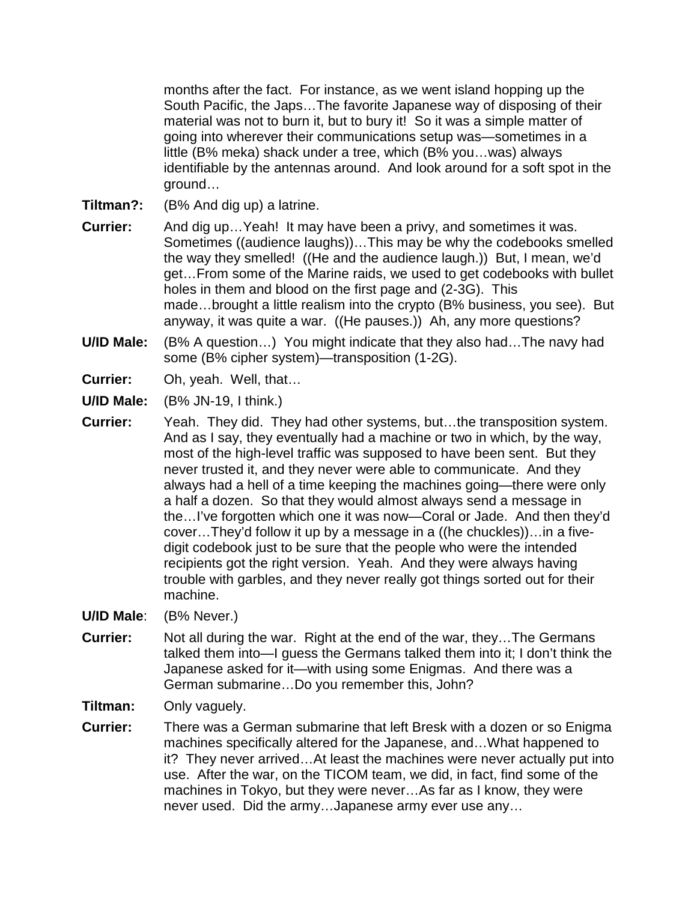months after the fact. For instance, as we went island hopping up the South Pacific, the Japs…The favorite Japanese way of disposing of their material was not to burn it, but to bury it! So it was a simple matter of going into wherever their communications setup was—sometimes in a little (B% meka) shack under a tree, which (B% you…was) always identifiable by the antennas around. And look around for a soft spot in the ground…

**Tiltman?:** (B% And dig up) a latrine.

**Currier:** And dig up…Yeah! It may have been a privy, and sometimes it was. Sometimes ((audience laughs))…This may be why the codebooks smelled the way they smelled! ((He and the audience laugh.)) But, I mean, we'd get…From some of the Marine raids, we used to get codebooks with bullet holes in them and blood on the first page and (2-3G). This made…brought a little realism into the crypto (B% business, you see). But anyway, it was quite a war. ((He pauses.)) Ah, any more questions?

**U/ID Male:** (B% A question…) You might indicate that they also had…The navy had some (B% cipher system)—transposition (1-2G).

**Currier:** Oh, yeah. Well, that…

**U/ID Male:** (B% JN-19, I think.)

**Currier:** Yeah. They did. They had other systems, but…the transposition system. And as I say, they eventually had a machine or two in which, by the way, most of the high-level traffic was supposed to have been sent. But they never trusted it, and they never were able to communicate. And they always had a hell of a time keeping the machines going—there were only a half a dozen. So that they would almost always send a message in the…I've forgotten which one it was now—Coral or Jade. And then they'd cover…They'd follow it up by a message in a ((he chuckles))…in a five-digit codebook just to be sure that the people who were the intended recipients got the right version. Yeah. And they were always having trouble with garbles, and they never really got things sorted out for their machine.

**U/ID Male**: (B% Never.)

**Currier:** Not all during the war. Right at the end of the war, they…The Germans talked them into—I guess the Germans talked them into it; I don't think the Japanese asked for it—with using some Enigmas. And there was a German submarine…Do you remember this, John?

**Tiltman:** Only vaguely.

**Currier:** There was a German submarine that left Bresk with a dozen or so Enigma machines specifically altered for the Japanese, and…What happened to it? They never arrived…At least the machines were never actually put into use. After the war, on the TICOM team, we did, in fact, find some of the machines in Tokyo, but they were never…As far as I know, they were never used. Did the army…Japanese army ever use any…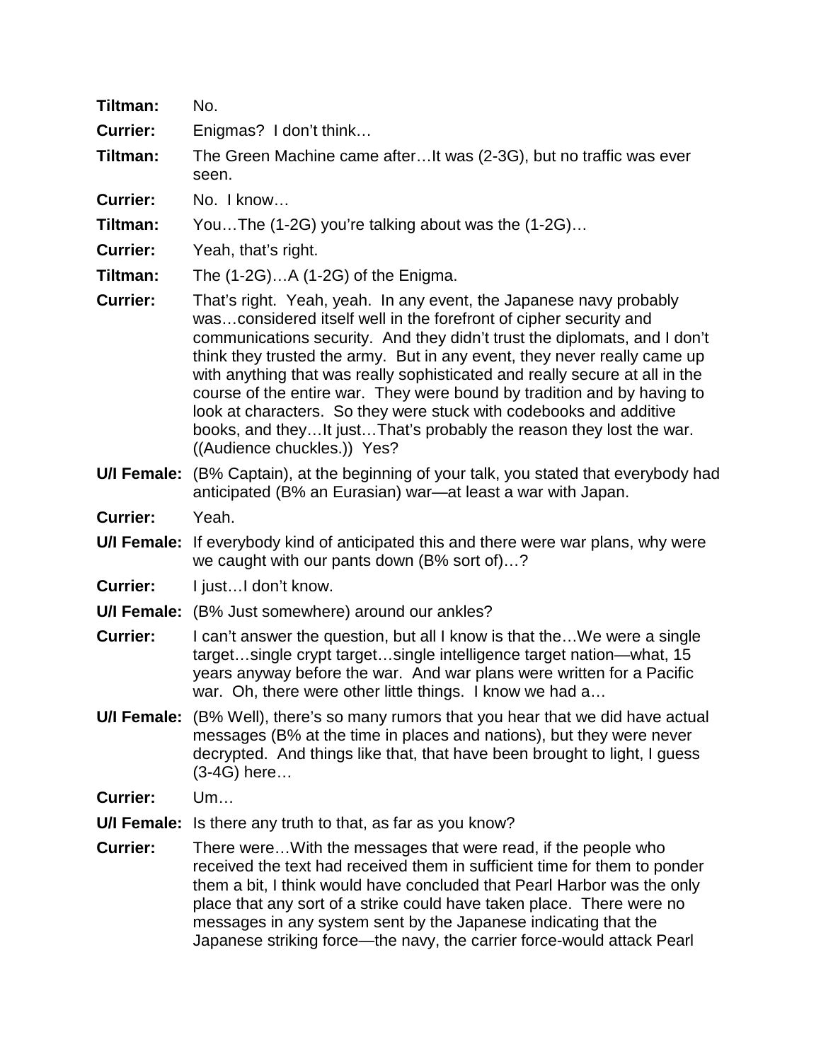**Tiltman:** No.

**Currier:** Enigmas? I don't think…

**Tiltman:** The Green Machine came after…It was (2-3G), but no traffic was ever seen.

**Currier:** No. I know…

**Tiltman:** You…The (1-2G) you're talking about was the (1-2G)…

**Currier:** Yeah, that's right.

**Tiltman:** The (1-2G)…A (1-2G) of the Enigma.

**Currier:** That's right. Yeah, yeah. In any event, the Japanese navy probably was…considered itself well in the forefront of cipher security and communications security. And they didn't trust the diplomats, and I don't think they trusted the army. But in any event, they never really came up with anything that was really sophisticated and really secure at all in the course of the entire war. They were bound by tradition and by having to look at characters. So they were stuck with codebooks and additive books, and they…It just…That's probably the reason they lost the war. ((Audience chuckles.)) Yes?

**U/I Female:** (B% Captain), at the beginning of your talk, you stated that everybody had anticipated (B% an Eurasian) war—at least a war with Japan.

**Currier:** Yeah.

**U/I Female:** If everybody kind of anticipated this and there were war plans, why were we caught with our pants down (B% sort of)…?

**Currier:** I just…I don't know.

**U/I Female:** (B% Just somewhere) around our ankles?

**Currier:** I can't answer the question, but all I know is that the…We were a single target…single crypt target…single intelligence target nation—what, 15 years anyway before the war. And war plans were written for a Pacific war. Oh, there were other little things. I know we had a…

**U/I Female:** (B% Well), there's so many rumors that you hear that we did have actual messages (B% at the time in places and nations), but they were never decrypted. And things like that, that have been brought to light, I guess (3-4G) here…

**Currier:** Um…

**U/I Female:** Is there any truth to that, as far as you know?

**Currier:** There were…With the messages that were read, if the people who received the text had received them in sufficient time for them to ponder them a bit, I think would have concluded that Pearl Harbor was the only place that any sort of a strike could have taken place. There were no messages in any system sent by the Japanese indicating that the Japanese striking force—the navy, the carrier force-would attack Pearl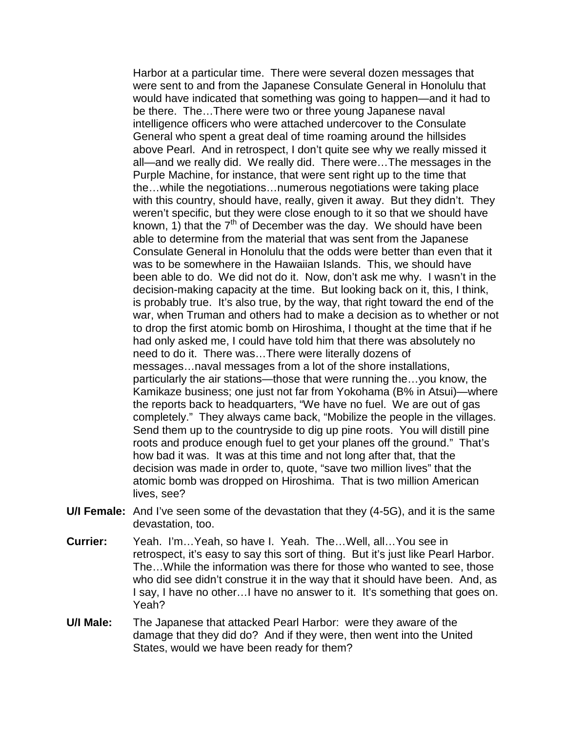Harbor at a particular time. There were several dozen messages that were sent to and from the Japanese Consulate General in Honolulu that would have indicated that something was going to happen—and it had to be there. The…There were two or three young Japanese naval intelligence officers who were attached undercover to the Consulate General who spent a great deal of time roaming around the hillsides above Pearl. And in retrospect, I don't quite see why we really missed it all—and we really did. We really did. There were…The messages in the Purple Machine, for instance, that were sent right up to the time that the…while the negotiations…numerous negotiations were taking place with this country, should have, really, given it away. But they didn't. They weren't specific, but they were close enough to it so that we should have known, 1) that the 7th of December was the day. We should have been able to determine from the material that was sent from the Japanese Consulate General in Honolulu that the odds were better than even that it was to be somewhere in the Hawaiian Islands. This, we should have been able to do. We did not do it. Now, don't ask me why. I wasn't in the decision-making capacity at the time. But looking back on it, this, I think, is probably true. It's also true, by the way, that right toward the end of the war, when Truman and others had to make a decision as to whether or not to drop the first atomic bomb on Hiroshima, I thought at the time that if he had only asked me, I could have told him that there was absolutely no need to do it. There was…There were literally dozens of messages…naval messages from a lot of the shore installations, particularly the air stations—those that were running the…you know, the Kamikaze business; one just not far from Yokohama (B% in Atsui)—where the reports back to headquarters, "We have no fuel. We are out of gas completely." They always came back, "Mobilize the people in the villages. Send them up to the countryside to dig up pine roots. You will distill pine roots and produce enough fuel to get your planes off the ground." That's how bad it was. It was at this time and not long after that, that the decision was made in order to, quote, "save two million lives" that the atomic bomb was dropped on Hiroshima. That is two million American lives, see?

**U/I Female:** And I've seen some of the devastation that they (4-5G), and it is the same devastation, too.

**Currier:** Yeah. I'm…Yeah, so have I. Yeah. The…Well, all…You see in retrospect, it's easy to say this sort of thing. But it's just like Pearl Harbor. The…While the information was there for those who wanted to see, those who did see didn't construe it in the way that it should have been. And, as I say, I have no other…I have no answer to it. It's something that goes on. Yeah?

**U/I Male:** The Japanese that attacked Pearl Harbor: were they aware of the damage that they did do? And if they were, then went into the United States, would we have been ready for them?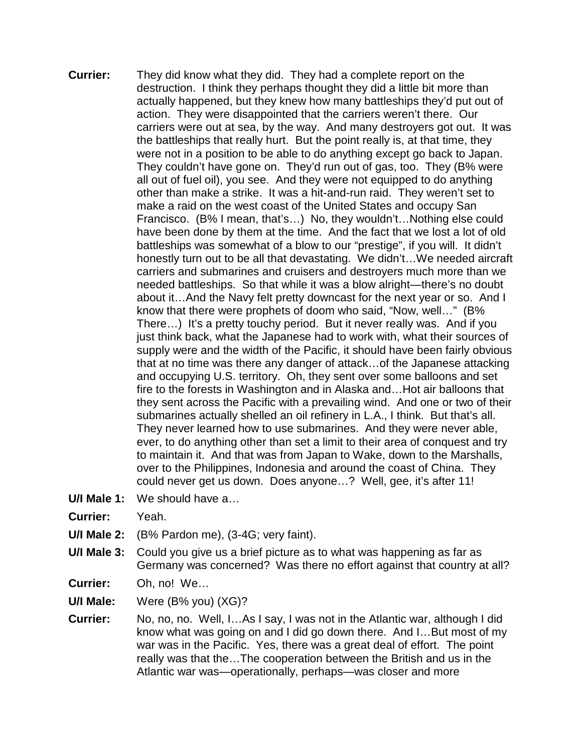**Currier:** They did know what they did. They had a complete report on the destruction. I think they perhaps thought they did a little bit more than actually happened, but they knew how many battleships they'd put out of action. They were disappointed that the carriers weren't there. Our carriers were out at sea, by the way. And many destroyers got out. It was the battleships that really hurt. But the point really is, at that time, they were not in a position to be able to do anything except go back to Japan. They couldn't have gone on. They'd run out of gas, too. They (B% were all out of fuel oil), you see. And they were not equipped to do anything other than make a strike. It was a hit-and-run raid. They weren't set to make a raid on the west coast of the United States and occupy San Francisco. (B% I mean, that's…) No, they wouldn't…Nothing else could have been done by them at the time. And the fact that we lost a lot of old battleships was somewhat of a blow to our "prestige", if you will. It didn't honestly turn out to be all that devastating. We didn't…We needed aircraft carriers and submarines and cruisers and destroyers much more than we needed battleships. So that while it was a blow alright—there's no doubt about it…And the Navy felt pretty downcast for the next year or so. And I know that there were prophets of doom who said, "Now, well…" (B% There…) It's a pretty touchy period. But it never really was. And if you just think back, what the Japanese had to work with, what their sources of supply were and the width of the Pacific, it should have been fairly obvious that at no time was there any danger of attack…of the Japanese attacking and occupying U.S. territory. Oh, they sent over some balloons and set fire to the forests in Washington and in Alaska and…Hot air balloons that they sent across the Pacific with a prevailing wind. And one or two of their submarines actually shelled an oil refinery in L.A., I think. But that's all. They never learned how to use submarines. And they were never able, ever, to do anything other than set a limit to their area of conquest and try to maintain it. And that was from Japan to Wake, down to the Marshalls, over to the Philippines, Indonesia and around the coast of China. They could never get us down. Does anyone…? Well, gee, it's after 11!

**U/I Male 1:** We should have a…

**Currier:** Yeah.

**U/I Male 2:** (B% Pardon me), (3-4G; very faint).

**U/I Male 3:** Could you give us a brief picture as to what was happening as far as Germany was concerned? Was there no effort against that country at all?

**Currier:** Oh, no! We…

**U/I Male:** Were (B% you) (XG)?

**Currier:** No, no, no. Well, I…As I say, I was not in the Atlantic war, although I did know what was going on and I did go down there. And I…But most of my war was in the Pacific. Yes, there was a great deal of effort. The point really was that the…The cooperation between the British and us in the Atlantic war was—operationally, perhaps—was closer and more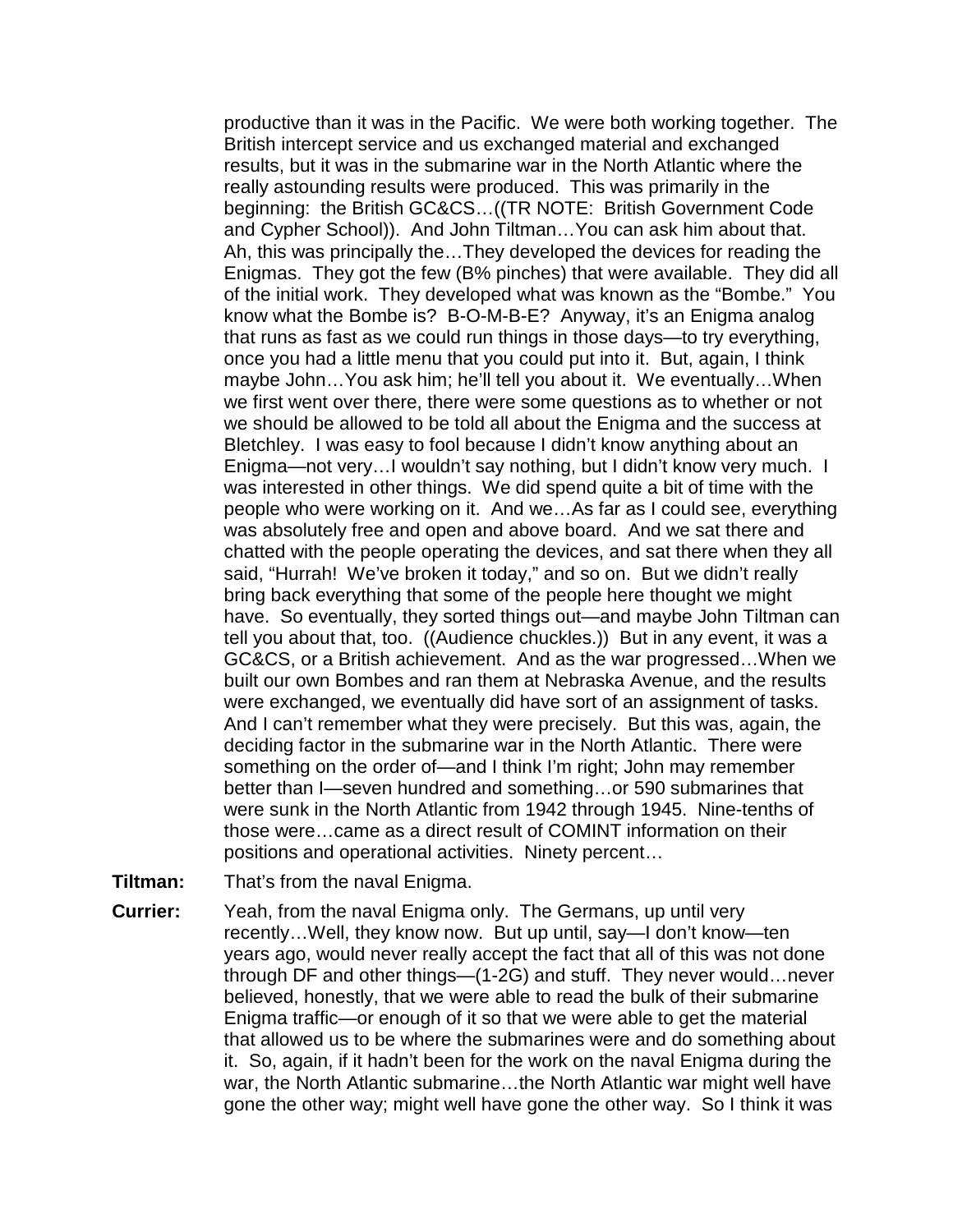productive than it was in the Pacific. We were both working together. The British intercept service and us exchanged material and exchanged results, but it was in the submarine war in the North Atlantic where the really astounding results were produced. This was primarily in the beginning: the British GC&CS…((TR NOTE: British Government Code and Cypher School)). And John Tiltman…You can ask him about that. Ah, this was principally the…They developed the devices for reading the Enigmas. They got the few (B% pinches) that were available. They did all of the initial work. They developed what was known as the "Bombe." You know what the Bombe is? B-O-M-B-E? Anyway, it's an Enigma analog that runs as fast as we could run things in those days—to try everything, once you had a little menu that you could put into it. But, again, I think maybe John…You ask him; he'll tell you about it. We eventually…When we first went over there, there were some questions as to whether or not we should be allowed to be told all about the Enigma and the success at Bletchley. I was easy to fool because I didn't know anything about an Enigma—not very…I wouldn't say nothing, but I didn't know very much. I was interested in other things. We did spend quite a bit of time with the people who were working on it. And we…As far as I could see, everything was absolutely free and open and above board. And we sat there and chatted with the people operating the devices, and sat there when they all said, "Hurrah! We've broken it today," and so on. But we didn't really bring back everything that some of the people here thought we might have. So eventually, they sorted things out—and maybe John Tiltman can tell you about that, too. ((Audience chuckles.)) But in any event, it was a GC&CS, or a British achievement. And as the war progressed…When we built our own Bombes and ran them at Nebraska Avenue, and the results were exchanged, we eventually did have sort of an assignment of tasks. And I can't remember what they were precisely. But this was, again, the deciding factor in the submarine war in the North Atlantic. There were something on the order of—and I think I'm right; John may remember better than I—seven hundred and something…or 590 submarines that were sunk in the North Atlantic from 1942 through 1945. Nine-tenths of those were…came as a direct result of COMINT information on their positions and operational activities. Ninety percent…

**Tiltman:** That's from the naval Enigma.

**Currier:** Yeah, from the naval Enigma only. The Germans, up until very recently…Well, they know now. But up until, say—I don't know—ten years ago, would never really accept the fact that all of this was not done through DF and other things—(1-2G) and stuff. They never would…never believed, honestly, that we were able to read the bulk of their submarine Enigma traffic—or enough of it so that we were able to get the material that allowed us to be where the submarines were and do something about it. So, again, if it hadn't been for the work on the naval Enigma during the war, the North Atlantic submarine…the North Atlantic war might well have gone the other way; might well have gone the other way. So I think it was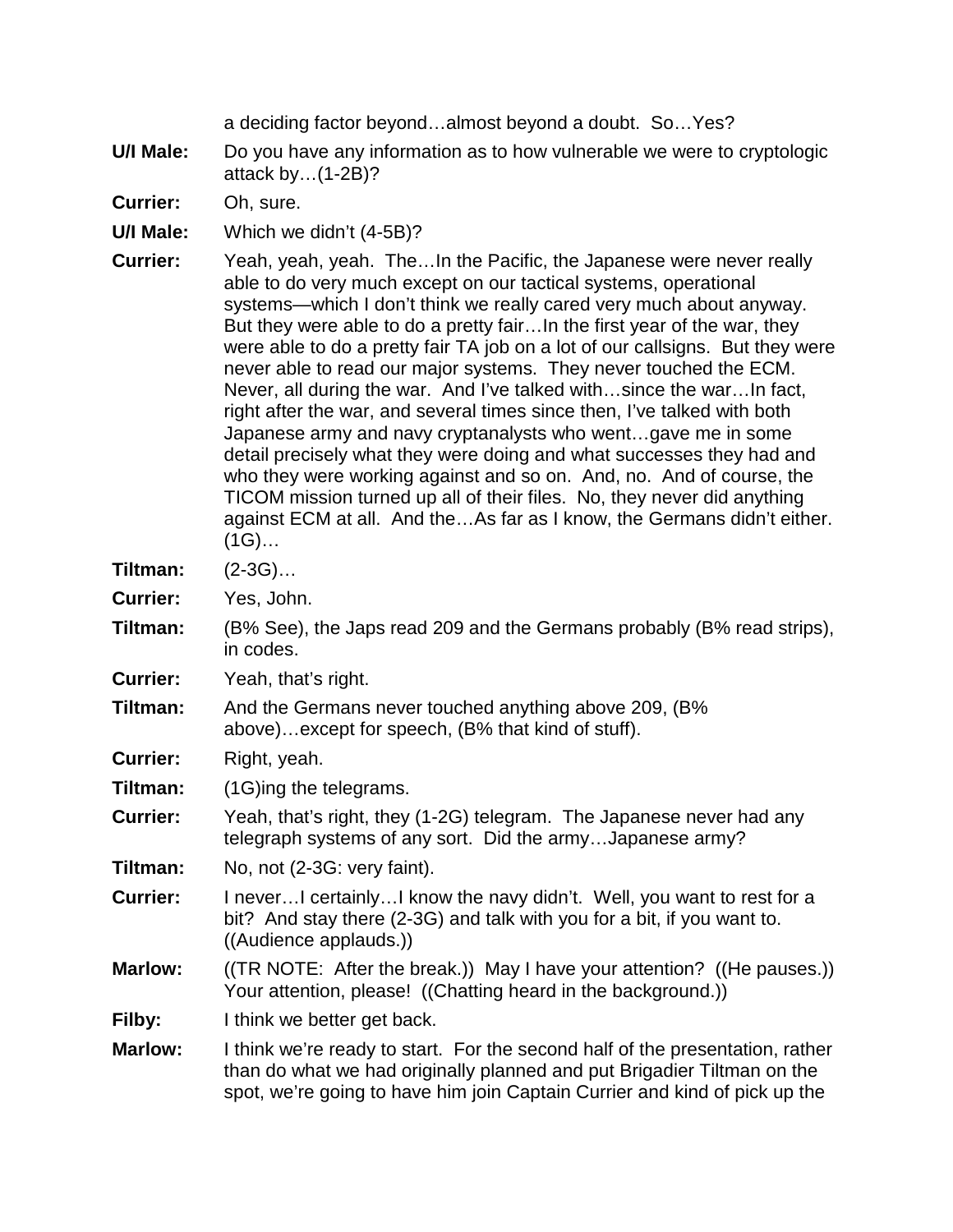a deciding factor beyond…almost beyond a doubt. So…Yes?

**U/I Male:** Do you have any information as to how vulnerable we were to cryptologic attack by…(1-2B)?

**Currier:** Oh, sure.

**U/I Male:** Which we didn't (4-5B)?

**Currier:** Yeah, yeah, yeah. The…In the Pacific, the Japanese were never really able to do very much except on our tactical systems, operational systems—which I don't think we really cared very much about anyway. But they were able to do a pretty fair…In the first year of the war, they were able to do a pretty fair TA job on a lot of our callsigns. But they were never able to read our major systems. They never touched the ECM. Never, all during the war. And I've talked with…since the war…In fact, right after the war, and several times since then, I've talked with both Japanese army and navy cryptanalysts who went…gave me in some detail precisely what they were doing and what successes they had and who they were working against and so on. And, no. And of course, the TICOM mission turned up all of their files. No, they never did anything against ECM at all. And the…As far as I know, the Germans didn't either. (1G)…

**Tiltman:** (2-3G)…

**Currier:** Yes, John.

**Tiltman:** (B% See), the Japs read 209 and the Germans probably (B% read strips), in codes.

**Currier:** Yeah, that's right.

**Tiltman:** And the Germans never touched anything above 209, (B% above)…except for speech, (B% that kind of stuff).

**Currier:** Right, yeah.

**Tiltman:** (1G)ing the telegrams.

**Currier:** Yeah, that's right, they (1-2G) telegram. The Japanese never had any telegraph systems of any sort. Did the army…Japanese army?

**Tiltman:** No, not (2-3G: very faint).

**Currier:** I never…I certainly…I know the navy didn't. Well, you want to rest for a bit? And stay there (2-3G) and talk with you for a bit, if you want to. ((Audience applauds.))

**Marlow:** ((TR NOTE: After the break.)) May I have your attention? ((He pauses.)) Your attention, please! ((Chatting heard in the background.))

**Filby:** I think we better get back.

**Marlow:** I think we're ready to start. For the second half of the presentation, rather than do what we had originally planned and put Brigadier Tiltman on the spot, we're going to have him join Captain Currier and kind of pick up the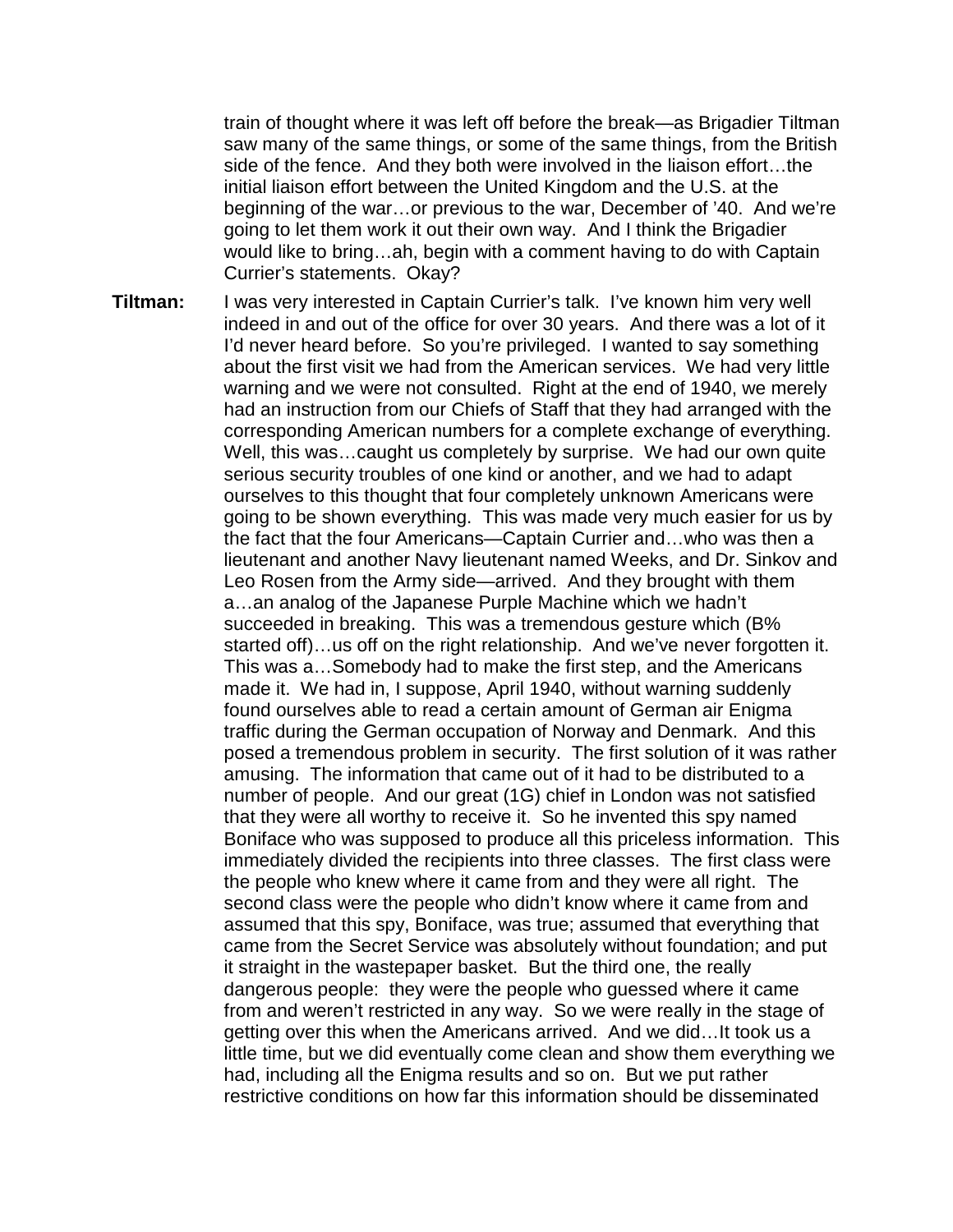train of thought where it was left off before the break—as Brigadier Tiltman saw many of the same things, or some of the same things, from the British side of the fence. And they both were involved in the liaison effort…the initial liaison effort between the United Kingdom and the U.S. at the beginning of the war…or previous to the war, December of '40. And we're going to let them work it out their own way. And I think the Brigadier would like to bring…ah, begin with a comment having to do with Captain Currier's statements. Okay?

**Tiltman:** I was very interested in Captain Currier's talk. I've known him very well indeed in and out of the office for over 30 years. And there was a lot of it I'd never heard before. So you're privileged. I wanted to say something about the first visit we had from the American services. We had very little warning and we were not consulted. Right at the end of 1940, we merely had an instruction from our Chiefs of Staff that they had arranged with the corresponding American numbers for a complete exchange of everything. Well, this was…caught us completely by surprise. We had our own quite serious security troubles of one kind or another, and we had to adapt ourselves to this thought that four completely unknown Americans were going to be shown everything. This was made very much easier for us by the fact that the four Americans—Captain Currier and…who was then a lieutenant and another Navy lieutenant named Weeks, and Dr. Sinkov and Leo Rosen from the Army side—arrived. And they brought with them a…an analog of the Japanese Purple Machine which we hadn't succeeded in breaking. This was a tremendous gesture which (B% started off)…us off on the right relationship. And we've never forgotten it. This was a…Somebody had to make the first step, and the Americans made it. We had in, I suppose, April 1940, without warning suddenly found ourselves able to read a certain amount of German air Enigma traffic during the German occupation of Norway and Denmark. And this posed a tremendous problem in security. The first solution of it was rather amusing. The information that came out of it had to be distributed to a number of people. And our great (1G) chief in London was not satisfied that they were all worthy to receive it. So he invented this spy named Boniface who was supposed to produce all this priceless information. This immediately divided the recipients into three classes. The first class were the people who knew where it came from and they were all right. The second class were the people who didn't know where it came from and assumed that this spy, Boniface, was true; assumed that everything that came from the Secret Service was absolutely without foundation; and put it straight in the wastepaper basket. But the third one, the really dangerous people: they were the people who guessed where it came from and weren't restricted in any way. So we were really in the stage of getting over this when the Americans arrived. And we did…It took us a little time, but we did eventually come clean and show them everything we had, including all the Enigma results and so on. But we put rather restrictive conditions on how far this information should be disseminated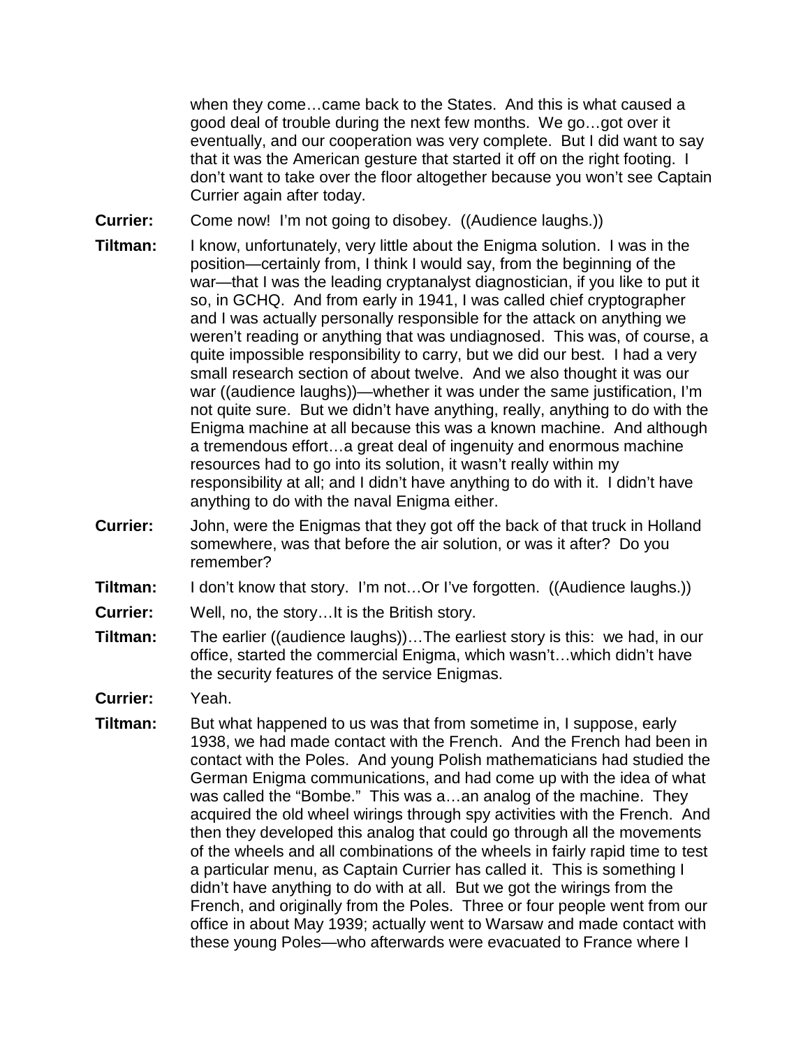when they come…came back to the States. And this is what caused a good deal of trouble during the next few months. We go…got over it eventually, and our cooperation was very complete. But I did want to say that it was the American gesture that started it off on the right footing. I don't want to take over the floor altogether because you won't see Captain Currier again after today.

**Currier:** Come now! I'm not going to disobey. ((Audience laughs.))

**Tiltman:** I know, unfortunately, very little about the Enigma solution. I was in the position—certainly from, I think I would say, from the beginning of the war—that I was the leading cryptanalyst diagnostician, if you like to put it so, in GCHQ. And from early in 1941, I was called chief cryptographer and I was actually personally responsible for the attack on anything we weren't reading or anything that was undiagnosed. This was, of course, a quite impossible responsibility to carry, but we did our best. I had a very small research section of about twelve. And we also thought it was our war ((audience laughs))—whether it was under the same justification, I'm not quite sure. But we didn't have anything, really, anything to do with the Enigma machine at all because this was a known machine. And although a tremendous effort…a great deal of ingenuity and enormous machine resources had to go into its solution, it wasn't really within my responsibility at all; and I didn't have anything to do with it. I didn't have anything to do with the naval Enigma either.

**Currier:** John, were the Enigmas that they got off the back of that truck in Holland somewhere, was that before the air solution, or was it after? Do you remember?

**Tiltman:** I don't know that story. I'm not…Or I've forgotten. ((Audience laughs.))

**Currier:** Well, no, the story…It is the British story.

**Tiltman:** The earlier ((audience laughs))…The earliest story is this: we had, in our office, started the commercial Enigma, which wasn't…which didn't have the security features of the service Enigmas.

**Currier:** Yeah.

**Tiltman:** But what happened to us was that from sometime in, I suppose, early 1938, we had made contact with the French. And the French had been in contact with the Poles. And young Polish mathematicians had studied the German Enigma communications, and had come up with the idea of what was called the "Bombe." This was a…an analog of the machine. They acquired the old wheel wirings through spy activities with the French. And then they developed this analog that could go through all the movements of the wheels and all combinations of the wheels in fairly rapid time to test a particular menu, as Captain Currier has called it. This is something I didn't have anything to do with at all. But we got the wirings from the French, and originally from the Poles. Three or four people went from our office in about May 1939; actually went to Warsaw and made contact with these young Poles—who afterwards were evacuated to France where I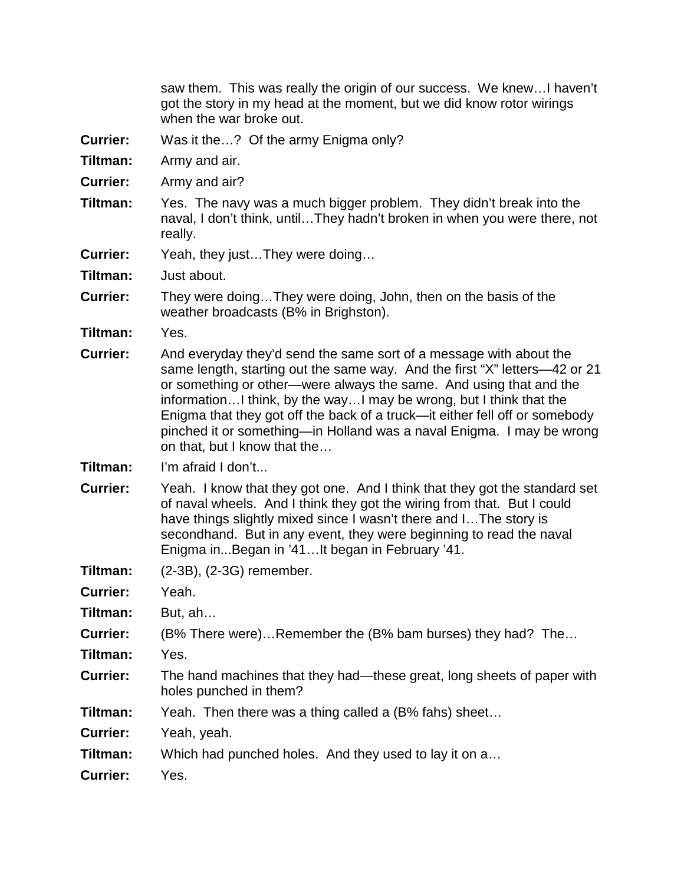saw them. This was really the origin of our success. We knew…I haven't got the story in my head at the moment, but we did know rotor wirings when the war broke out.

**Currier:** Was it the…? Of the army Enigma only?

**Tiltman:** Army and air.

**Currier:** Army and air?

**Tiltman:** Yes. The navy was a much bigger problem. They didn't break into the naval, I don't think, until…They hadn't broken in when you were there, not really.

**Currier:** Yeah, they just…They were doing…

**Tiltman:** Just about.

**Currier:** They were doing…They were doing, John, then on the basis of the weather broadcasts (B% in Brighston).

**Tiltman:** Yes.

**Currier:** And everyday they'd send the same sort of a message with about the same length, starting out the same way. And the first "X" letters—42 or 21 or something or other—were always the same. And using that and the information…I think, by the way…I may be wrong, but I think that the Enigma that they got off the back of a truck—it either fell off or somebody pinched it or something—in Holland was a naval Enigma. I may be wrong on that, but I know that the…

**Tiltman:** I'm afraid I don't...

**Currier:** Yeah. I know that they got one. And I think that they got the standard set of naval wheels. And I think they got the wiring from that. But I could have things slightly mixed since I wasn't there and I…The story is secondhand. But in any event, they were beginning to read the naval Enigma in...Began in '41…It began in February '41.

**Tiltman:** (2-3B), (2-3G) remember.

**Currier:** Yeah.

**Tiltman:** But, ah…

**Currier:** (B% There were)…Remember the (B% bam burses) they had? The…

**Tiltman:** Yes.

**Currier:** The hand machines that they had—these great, long sheets of paper with holes punched in them?

**Tiltman:** Yeah. Then there was a thing called a (B% fahs) sheet…

**Currier:** Yeah, yeah.

**Tiltman:** Which had punched holes. And they used to lay it on a…

**Currier:** Yes.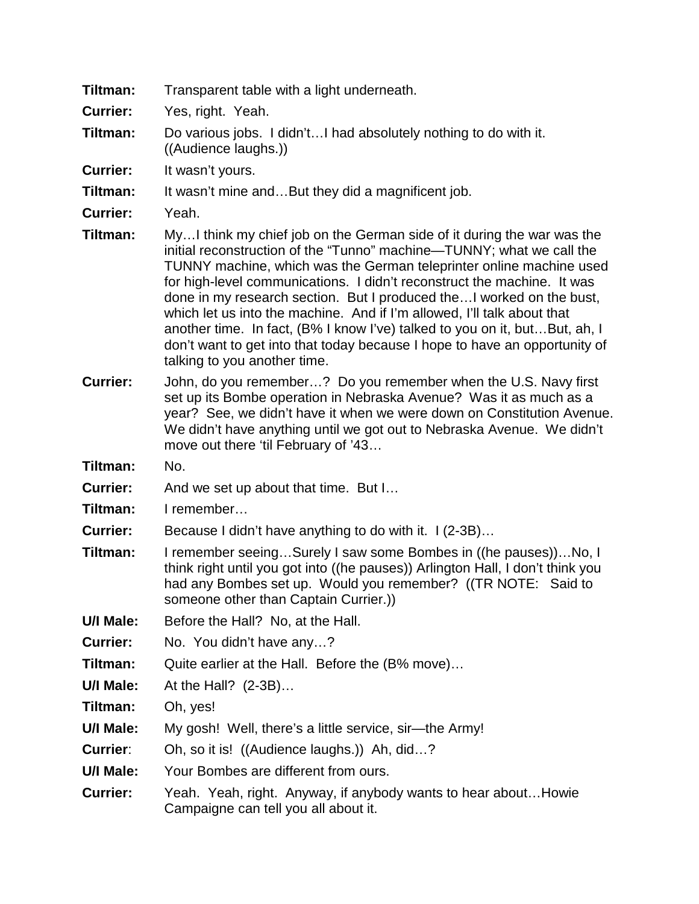**Tiltman:** Transparent table with a light underneath.

**Currier:** Yes, right. Yeah.

**Tiltman:** Do various jobs. I didn't…I had absolutely nothing to do with it. ((Audience laughs.))

**Currier:** It wasn't yours.

**Tiltman:** It wasn't mine and…But they did a magnificent job.

**Currier:** Yeah.

**Tiltman:** My…I think my chief job on the German side of it during the war was the initial reconstruction of the "Tunno" machine—TUNNY; what we call the TUNNY machine, which was the German teleprinter online machine used for high-level communications. I didn't reconstruct the machine. It was done in my research section. But I produced the…I worked on the bust, which let us into the machine. And if I'm allowed, I'll talk about that another time. In fact, (B% I know I've) talked to you on it, but…But, ah, I don't want to get into that today because I hope to have an opportunity of talking to you another time.

**Currier:** John, do you remember…? Do you remember when the U.S. Navy first set up its Bombe operation in Nebraska Avenue? Was it as much as a year? See, we didn't have it when we were down on Constitution Avenue. We didn't have anything until we got out to Nebraska Avenue. We didn't move out there 'til February of '43…

**Tiltman:** No.

**Currier:** And we set up about that time. But I…

**Tiltman:** I remember…

**Currier:** Because I didn't have anything to do with it. I (2-3B)…

**Tiltman:** I remember seeing…Surely I saw some Bombes in ((he pauses))…No, I think right until you got into ((he pauses)) Arlington Hall, I don't think you had any Bombes set up. Would you remember? ((TR NOTE: Said to someone other than Captain Currier.))

**U/I Male:** Before the Hall? No, at the Hall.

**Currier:** No. You didn't have any…?

**Tiltman:** Quite earlier at the Hall. Before the (B% move)…

**U/I Male:** At the Hall? (2-3B)…

**Tiltman:** Oh, yes!

**U/I Male:** My gosh! Well, there's a little service, sir—the Army!

**Currier:** Oh, so it is! ((Audience laughs.)) Ah, did…?

**U/I Male:** Your Bombes are different from ours.

**Currier:** Yeah. Yeah, right. Anyway, if anybody wants to hear about…Howie Campaigne can tell you all about it.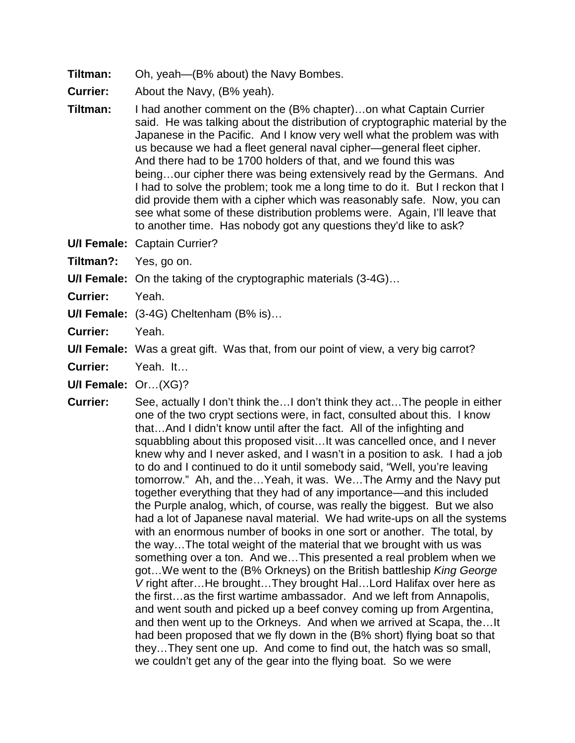**Tiltman:** Oh, yeah—(B% about) the Navy Bombes.

**Currier:** About the Navy, (B% yeah).

**Tiltman:** I had another comment on the (B% chapter)…on what Captain Currier said. He was talking about the distribution of cryptographic material by the Japanese in the Pacific. And I know very well what the problem was with us because we had a fleet general naval cipher—general fleet cipher. And there had to be 1700 holders of that, and we found this was being…our cipher there was being extensively read by the Germans. And I had to solve the problem; took me a long time to do it. But I reckon that I did provide them with a cipher which was reasonably safe. Now, you can see what some of these distribution problems were. Again, I'll leave that to another time. Has nobody got any questions they'd like to ask?

**U/I Female:** Captain Currier?

**Tiltman?:** Yes, go on.

**U/I Female:** On the taking of the cryptographic materials (3-4G)…

**Currier:** Yeah.

**U/I Female:** (3-4G) Cheltenham (B% is)…

**Currier:** Yeah.

**U/I Female:** Was a great gift. Was that, from our point of view, a very big carrot?

**Currier:** Yeah. It…

**U/I Female:** Or…(XG)?

**Currier:** See, actually I don't think the…I don't think they act…The people in either one of the two crypt sections were, in fact, consulted about this. I know that…And I didn't know until after the fact. All of the infighting and squabbling about this proposed visit…It was cancelled once, and I never knew why and I never asked, and I wasn't in a position to ask. I had a job to do and I continued to do it until somebody said, "Well, you're leaving tomorrow." Ah, and the…Yeah, it was. We…The Army and the Navy put together everything that they had of any importance—and this included the Purple analog, which, of course, was really the biggest. But we also had a lot of Japanese naval material. We had write-ups on all the systems with an enormous number of books in one sort or another. The total, by the way…The total weight of the material that we brought with us was something over a ton. And we…This presented a real problem when we got…We went to the (B% Orkneys) on the British battleship *King George V* right after…He brought…They brought Hal…Lord Halifax over here as the first…as the first wartime ambassador. And we left from Annapolis, and went south and picked up a beef convey coming up from Argentina, and then went up to the Orkneys. And when we arrived at Scapa, the…It had been proposed that we fly down in the (B% short) flying boat so that they…They sent one up. And come to find out, the hatch was so small, we couldn't get any of the gear into the flying boat. So we were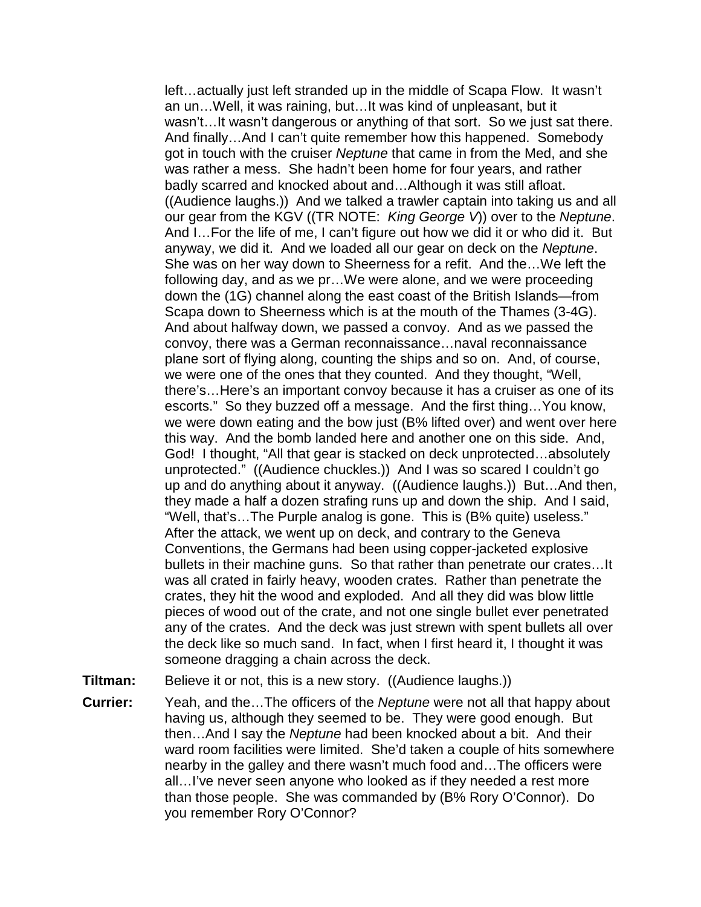left…actually just left stranded up in the middle of Scapa Flow. It wasn't an un…Well, it was raining, but…It was kind of unpleasant, but it wasn't…It wasn't dangerous or anything of that sort. So we just sat there. And finally…And I can't quite remember how this happened. Somebody got in touch with the cruiser *Neptune* that came in from the Med, and she was rather a mess. She hadn't been home for four years, and rather badly scarred and knocked about and…Although it was still afloat. ((Audience laughs.)) And we talked a trawler captain into taking us and all our gear from the KGV ((TR NOTE: *King George V*)) over to the *Neptune*. And I…For the life of me, I can't figure out how we did it or who did it. But anyway, we did it. And we loaded all our gear on deck on the *Neptune*. She was on her way down to Sheerness for a refit. And the…We left the following day, and as we pr…We were alone, and we were proceeding down the (1G) channel along the east coast of the British Islands—from Scapa down to Sheerness which is at the mouth of the Thames (3-4G). And about halfway down, we passed a convoy. And as we passed the convoy, there was a German reconnaissance…naval reconnaissance plane sort of flying along, counting the ships and so on. And, of course, we were one of the ones that they counted. And they thought, "Well, there's…Here's an important convoy because it has a cruiser as one of its escorts." So they buzzed off a message. And the first thing…You know, we were down eating and the bow just (B% lifted over) and went over here this way. And the bomb landed here and another one on this side. And, God! I thought, "All that gear is stacked on deck unprotected…absolutely unprotected." ((Audience chuckles.)) And I was so scared I couldn't go up and do anything about it anyway. ((Audience laughs.)) But…And then, they made a half a dozen strafing runs up and down the ship. And I said, "Well, that's…The Purple analog is gone. This is (B% quite) useless." After the attack, we went up on deck, and contrary to the Geneva Conventions, the Germans had been using copper-jacketed explosive bullets in their machine guns. So that rather than penetrate our crates…It was all crated in fairly heavy, wooden crates. Rather than penetrate the crates, they hit the wood and exploded. And all they did was blow little pieces of wood out of the crate, and not one single bullet ever penetrated any of the crates. And the deck was just strewn with spent bullets all over the deck like so much sand. In fact, when I first heard it, I thought it was someone dragging a chain across the deck.

**Tiltman:** Believe it or not, this is a new story. ((Audience laughs.))

**Currier:** Yeah, and the…The officers of the *Neptune* were not all that happy about having us, although they seemed to be. They were good enough. But then…And I say the *Neptune* had been knocked about a bit. And their ward room facilities were limited. She'd taken a couple of hits somewhere nearby in the galley and there wasn't much food and…The officers were all…I've never seen anyone who looked as if they needed a rest more than those people. She was commanded by (B% Rory O'Connor). Do you remember Rory O'Connor?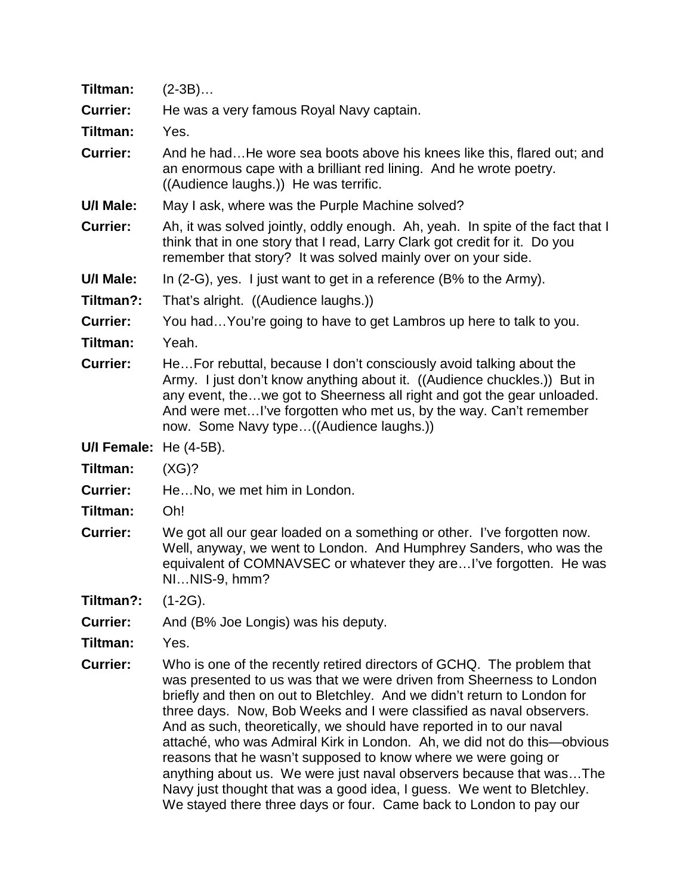**Tiltman:** (2-3B)…

**Currier:** He was a very famous Royal Navy captain.

**Tiltman:** Yes.

**Currier:** And he had…He wore sea boots above his knees like this, flared out; and an enormous cape with a brilliant red lining. And he wrote poetry. ((Audience laughs.)) He was terrific.

**U/I Male:** May I ask, where was the Purple Machine solved?

**Currier:** Ah, it was solved jointly, oddly enough. Ah, yeah. In spite of the fact that I think that in one story that I read, Larry Clark got credit for it. Do you remember that story? It was solved mainly over on your side.

**U/I Male:** In (2-G), yes. I just want to get in a reference (B% to the Army).

**Tiltman?:** That's alright. ((Audience laughs.))

**Currier:** You had…You're going to have to get Lambros up here to talk to you.

**Tiltman:** Yeah.

**Currier:** He…For rebuttal, because I don't consciously avoid talking about the Army. I just don't know anything about it. ((Audience chuckles.)) But in any event, the…we got to Sheerness all right and got the gear unloaded. And were met…I've forgotten who met us, by the way. Can't remember now. Some Navy type…((Audience laughs.))

**U/I Female:** He (4-5B).

**Tiltman:** (XG)?

**Currier:** He…No, we met him in London.

**Tiltman:** Oh!

**Currier:** We got all our gear loaded on a something or other. I've forgotten now. Well, anyway, we went to London. And Humphrey Sanders, who was the equivalent of COMNAVSEC or whatever they are…I've forgotten. He was NI…NIS-9, hmm?

**Tiltman?:** (1-2G).

**Currier:** And (B% Joe Longis) was his deputy.

**Tiltman:** Yes.

**Currier:** Who is one of the recently retired directors of GCHQ. The problem that was presented to us was that we were driven from Sheerness to London briefly and then on out to Bletchley. And we didn't return to London for three days. Now, Bob Weeks and I were classified as naval observers. And as such, theoretically, we should have reported in to our naval attaché, who was Admiral Kirk in London. Ah, we did not do this—obvious reasons that he wasn't supposed to know where we were going or anything about us. We were just naval observers because that was…The Navy just thought that was a good idea, I guess. We went to Bletchley. We stayed there three days or four. Came back to London to pay our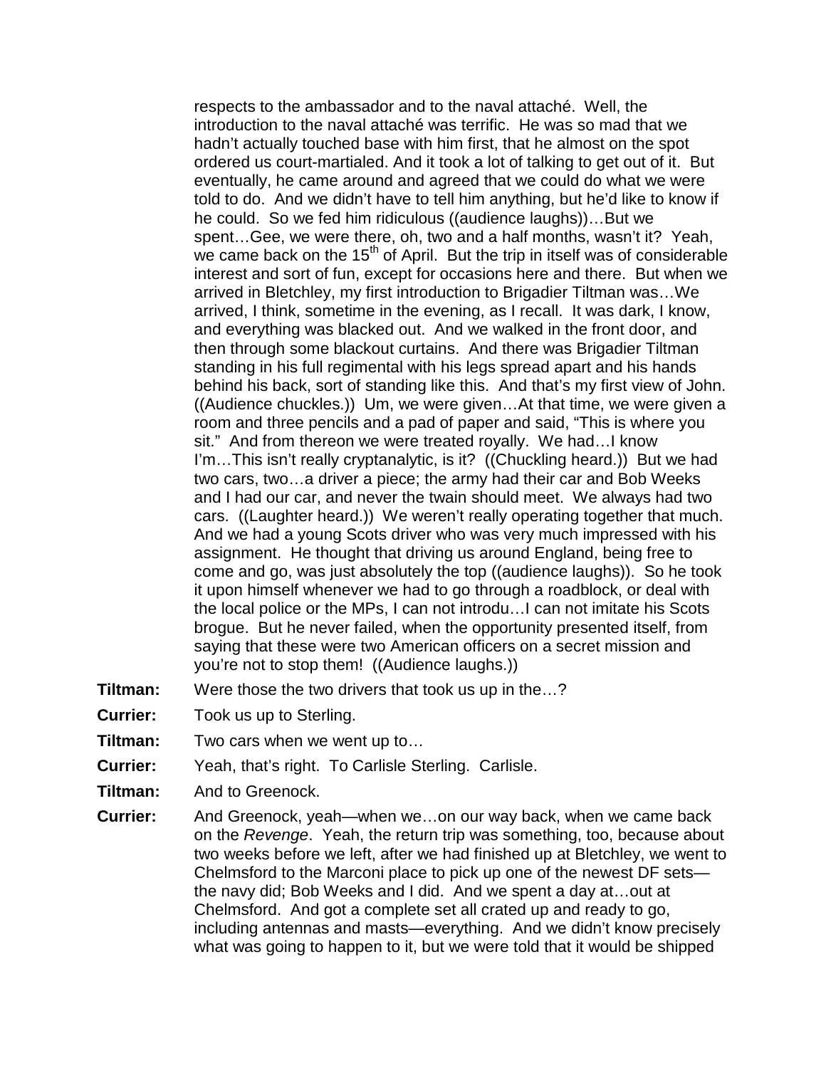respects to the ambassador and to the naval attaché. Well, the introduction to the naval attaché was terrific. He was so mad that we hadn't actually touched base with him first, that he almost on the spot ordered us court-martialed. And it took a lot of talking to get out of it. But eventually, he came around and agreed that we could do what we were told to do. And we didn't have to tell him anything, but he'd like to know if he could. So we fed him ridiculous ((audience laughs))…But we spent…Gee, we were there, oh, two and a half months, wasn't it? Yeah, we came back on the 15th of April. But the trip in itself was of considerable interest and sort of fun, except for occasions here and there. But when we arrived in Bletchley, my first introduction to Brigadier Tiltman was…We arrived, I think, sometime in the evening, as I recall. It was dark, I know, and everything was blacked out. And we walked in the front door, and then through some blackout curtains. And there was Brigadier Tiltman standing in his full regimental with his legs spread apart and his hands behind his back, sort of standing like this. And that's my first view of John. ((Audience chuckles.)) Um, we were given…At that time, we were given a room and three pencils and a pad of paper and said, "This is where you sit." And from thereon we were treated royally. We had…I know I'm…This isn't really cryptanalytic, is it? ((Chuckling heard.)) But we had two cars, two…a driver a piece; the army had their car and Bob Weeks and I had our car, and never the twain should meet. We always had two cars. ((Laughter heard.)) We weren't really operating together that much. And we had a young Scots driver who was very much impressed with his assignment. He thought that driving us around England, being free to come and go, was just absolutely the top ((audience laughs)). So he took it upon himself whenever we had to go through a roadblock, or deal with the local police or the MPs, I can not introdu…I can not imitate his Scots brogue. But he never failed, when the opportunity presented itself, from saying that these were two American officers on a secret mission and you're not to stop them! ((Audience laughs.))

**Tiltman:** Were those the two drivers that took us up in the…?

**Currier:** Took us up to Sterling.

**Tiltman:** Two cars when we went up to…

**Currier:** Yeah, that's right. To Carlisle Sterling. Carlisle.

**Tiltman:** And to Greenock.

**Currier:** And Greenock, yeah—when we…on our way back, when we came back on the *Revenge*. Yeah, the return trip was something, too, because about two weeks before we left, after we had finished up at Bletchley, we went to Chelmsford to the Marconi place to pick up one of the newest DF sets—the navy did; Bob Weeks and I did. And we spent a day at…out at Chelmsford. And got a complete set all crated up and ready to go, including antennas and masts—everything. And we didn't know precisely what was going to happen to it, but we were told that it would be shipped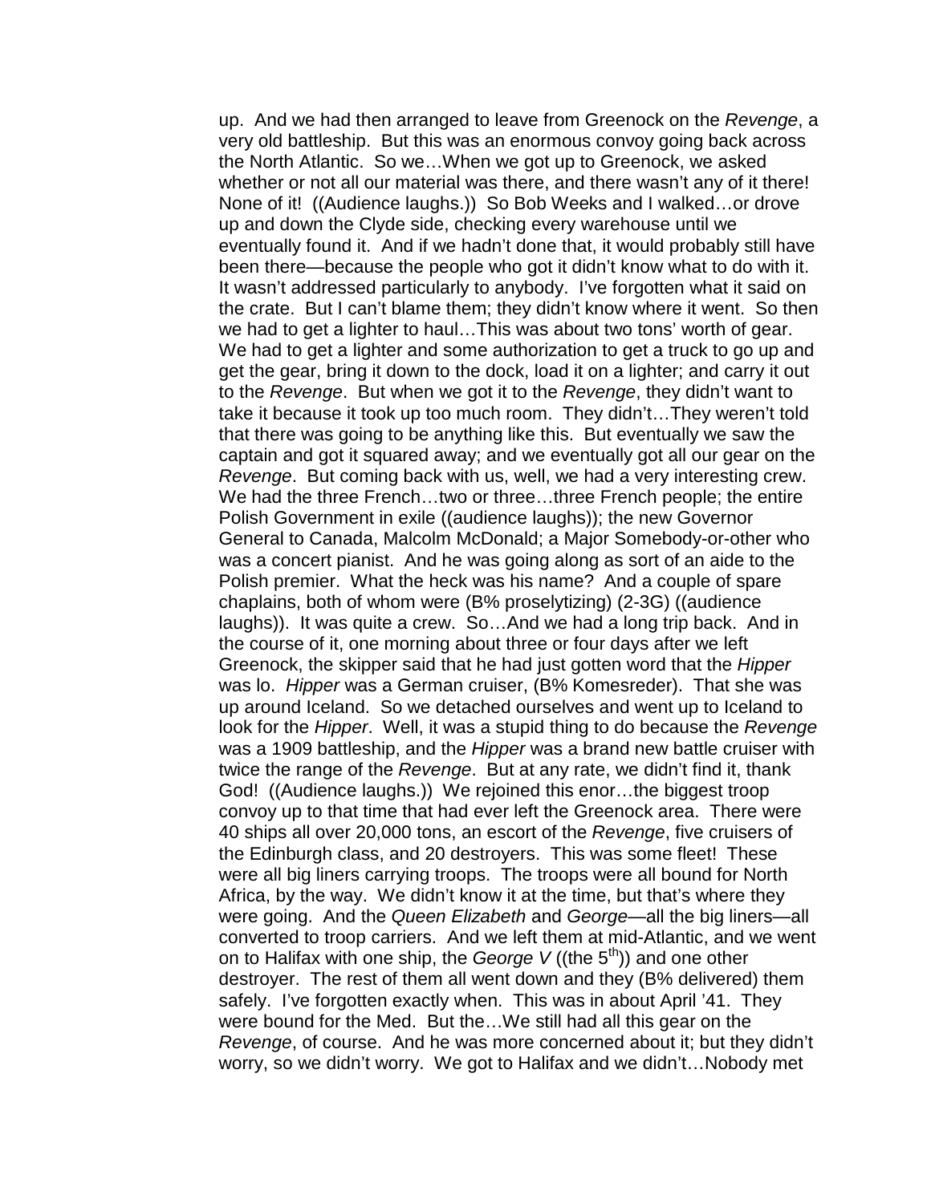up. And we had then arranged to leave from Greenock on the *Revenge*, a very old battleship. But this was an enormous convoy going back across the North Atlantic. So we…When we got up to Greenock, we asked whether or not all our material was there, and there wasn't any of it there! None of it! ((Audience laughs.)) So Bob Weeks and I walked…or drove up and down the Clyde side, checking every warehouse until we eventually found it. And if we hadn't done that, it would probably still have been there—because the people who got it didn't know what to do with it. It wasn't addressed particularly to anybody. I've forgotten what it said on the crate. But I can't blame them; they didn't know where it went. So then we had to get a lighter to haul…This was about two tons' worth of gear. We had to get a lighter and some authorization to get a truck to go up and get the gear, bring it down to the dock, load it on a lighter; and carry it out to the *Revenge*. But when we got it to the *Revenge*, they didn't want to take it because it took up too much room. They didn't…They weren't told that there was going to be anything like this. But eventually we saw the captain and got it squared away; and we eventually got all our gear on the *Revenge*. But coming back with us, well, we had a very interesting crew. We had the three French…two or three…three French people; the entire Polish Government in exile ((audience laughs)); the new Governor General to Canada, Malcolm McDonald; a Major Somebody-or-other who was a concert pianist. And he was going along as sort of an aide to the Polish premier. What the heck was his name? And a couple of spare chaplains, both of whom were (B% proselytizing) (2-3G) ((audience laughs)). It was quite a crew. So…And we had a long trip back. And in the course of it, one morning about three or four days after we left Greenock, the skipper said that he had just gotten word that the *Hipper* was lo. *Hipper* was a German cruiser, (B% Komesreder). That she was up around Iceland. So we detached ourselves and went up to Iceland to look for the *Hipper*. Well, it was a stupid thing to do because the *Revenge* was a 1909 battleship, and the *Hipper* was a brand new battle cruiser with twice the range of the *Revenge*. But at any rate, we didn't find it, thank God! ((Audience laughs.)) We rejoined this enor…the biggest troop convoy up to that time that had ever left the Greenock area. There were 40 ships all over 20,000 tons, an escort of the *Revenge*, five cruisers of the Edinburgh class, and 20 destroyers. This was some fleet! These were all big liners carrying troops. The troops were all bound for North Africa, by the way. We didn't know it at the time, but that's where they were going. And the *Queen Elizabeth* and *George*—all the big liners—all converted to troop carriers. And we left them at mid-Atlantic, and we went on to Halifax with one ship, the *George V* ((the 5th)) and one other destroyer. The rest of them all went down and they (B% delivered) them safely. I've forgotten exactly when. This was in about April '41. They were bound for the Med. But the…We still had all this gear on the *Revenge*, of course. And he was more concerned about it; but they didn't worry, so we didn't worry. We got to Halifax and we didn't…Nobody met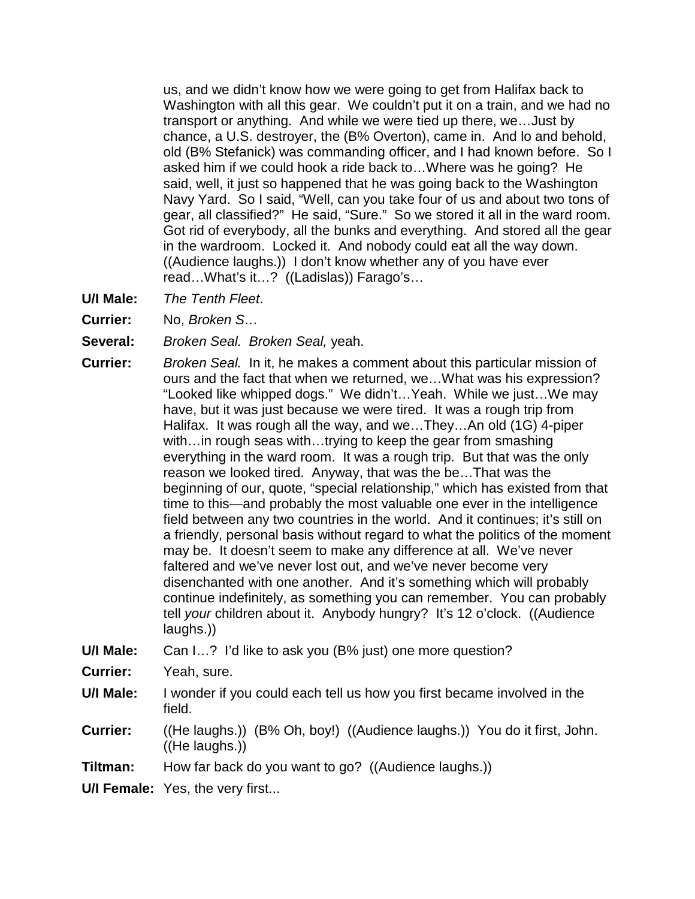us, and we didn't know how we were going to get from Halifax back to Washington with all this gear. We couldn't put it on a train, and we had no transport or anything. And while we were tied up there, we…Just by chance, a U.S. destroyer, the (B% Overton), came in. And lo and behold, old (B% Stefanick) was commanding officer, and I had known before. So I asked him if we could hook a ride back to…Where was he going? He said, well, it just so happened that he was going back to the Washington Navy Yard. So I said, "Well, can you take four of us and about two tons of gear, all classified?" He said, "Sure." So we stored it all in the ward room. Got rid of everybody, all the bunks and everything. And stored all the gear in the wardroom. Locked it. And nobody could eat all the way down. ((Audience laughs.)) I don't know whether any of you have ever read…What's it…? ((Ladislas)) Farago's…

**U/I Male:** *The Tenth Fleet*.

**Currier:** No, *Broken S…*

**Several:** *Broken Seal. Broken Seal,* yeah.

**Currier:** *Broken Seal.* In it, he makes a comment about this particular mission of ours and the fact that when we returned, we…What was his expression? "Looked like whipped dogs." We didn't…Yeah. While we just…We may have, but it was just because we were tired. It was a rough trip from Halifax. It was rough all the way, and we…They…An old (1G) 4-piper with…in rough seas with…trying to keep the gear from smashing everything in the ward room. It was a rough trip. But that was the only reason we looked tired. Anyway, that was the be…That was the beginning of our, quote, "special relationship," which has existed from that time to this—and probably the most valuable one ever in the intelligence field between any two countries in the world. And it continues; it's still on a friendly, personal basis without regard to what the politics of the moment may be. It doesn't seem to make any difference at all. We've never faltered and we've never lost out, and we've never become very disenchanted with one another. And it's something which will probably continue indefinitely, as something you can remember. You can probably tell *your* children about it. Anybody hungry? It's 12 o'clock. ((Audience laughs.))

**U/I Male:** Can I…? I'd like to ask you (B% just) one more question?

**Currier:** Yeah, sure.

**U/I Male:** I wonder if you could each tell us how you first became involved in the field.

**Currier:** ((He laughs.)) (B% Oh, boy!) ((Audience laughs.)) You do it first, John. ((He laughs.))

**Tiltman:** How far back do you want to go? ((Audience laughs.))

**U/I Female:** Yes, the very first...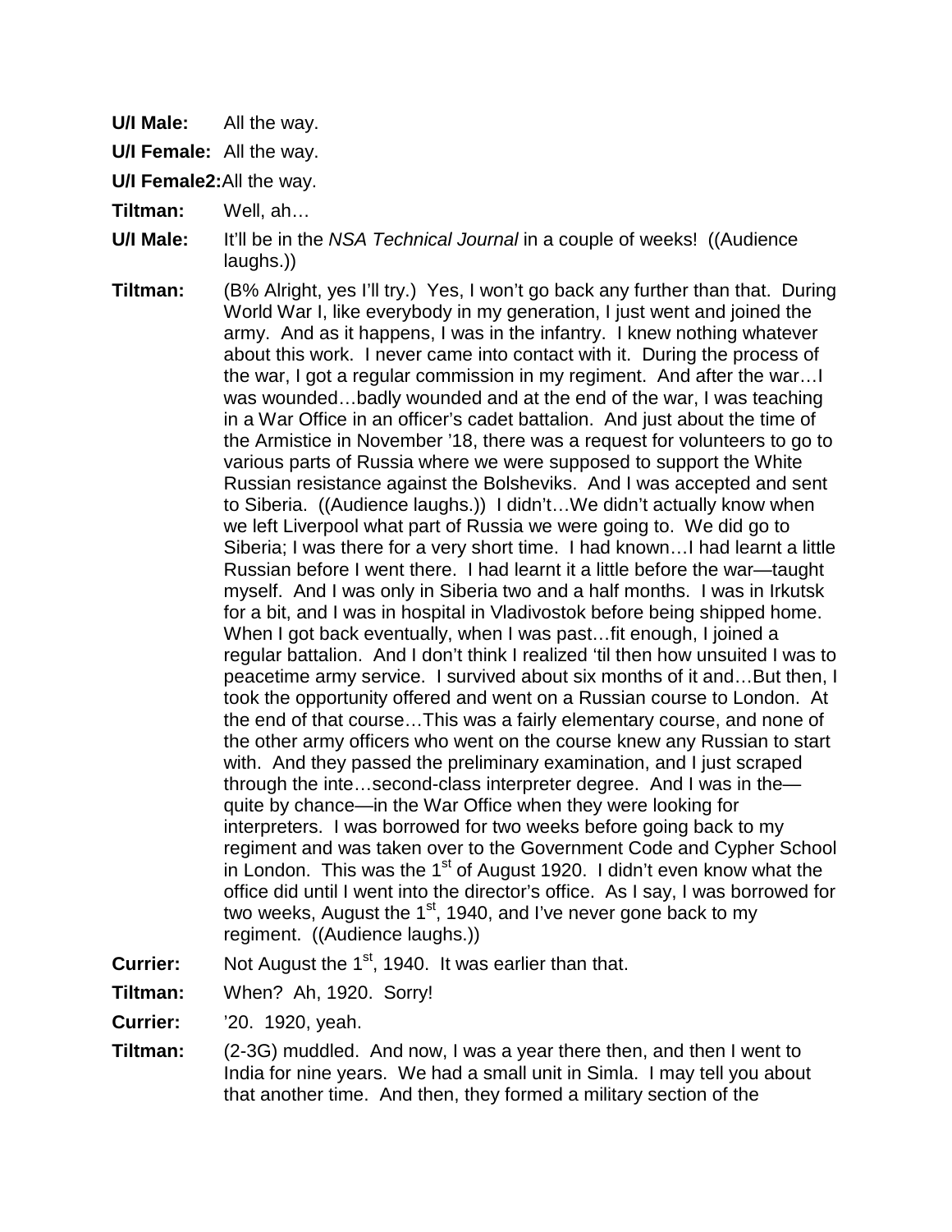**U/I Male:** All the way.

**U/I Female:** All the way.

**U/I Female2:** All the way.

**Tiltman:** Well, ah…

**U/I Male:** It'll be in the *NSA Technical Journal* in a couple of weeks! ((Audience laughs.))

**Tiltman:** (B% Alright, yes I'll try.) Yes, I won't go back any further than that. During World War I, like everybody in my generation, I just went and joined the army. And as it happens, I was in the infantry. I knew nothing whatever about this work. I never came into contact with it. During the process of the war, I got a regular commission in my regiment. And after the war…I was wounded…badly wounded and at the end of the war, I was teaching in a War Office in an officer's cadet battalion. And just about the time of the Armistice in November '18, there was a request for volunteers to go to various parts of Russia where we were supposed to support the White Russian resistance against the Bolsheviks. And I was accepted and sent to Siberia. ((Audience laughs.)) I didn't…We didn't actually know when we left Liverpool what part of Russia we were going to. We did go to Siberia; I was there for a very short time. I had known…I had learnt a little Russian before I went there. I had learnt it a little before the war—taught myself. And I was only in Siberia two and a half months. I was in Irkutsk for a bit, and I was in hospital in Vladivostok before being shipped home. When I got back eventually, when I was past…fit enough, I joined a regular battalion. And I don't think I realized 'til then how unsuited I was to peacetime army service. I survived about six months of it and…But then, I took the opportunity offered and went on a Russian course to London. At the end of that course…This was a fairly elementary course, and none of the other army officers who went on the course knew any Russian to start with. And they passed the preliminary examination, and I just scraped through the inte…second-class interpreter degree. And I was in the—quite by chance—in the War Office when they were looking for interpreters. I was borrowed for two weeks before going back to my regiment and was taken over to the Government Code and Cypher School in London. This was the 1st of August 1920. I didn't even know what the office did until I went into the director's office. As I say, I was borrowed for two weeks, August the 1st, 1940, and I've never gone back to my regiment. ((Audience laughs.))

**Currier:** Not August the 1st, 1940. It was earlier than that.

**Tiltman:** When? Ah, 1920. Sorry!

**Currier:** '20. 1920, yeah.

**Tiltman:** (2-3G) muddled. And now, I was a year there then, and then I went to India for nine years. We had a small unit in Simla. I may tell you about that another time. And then, they formed a military section of the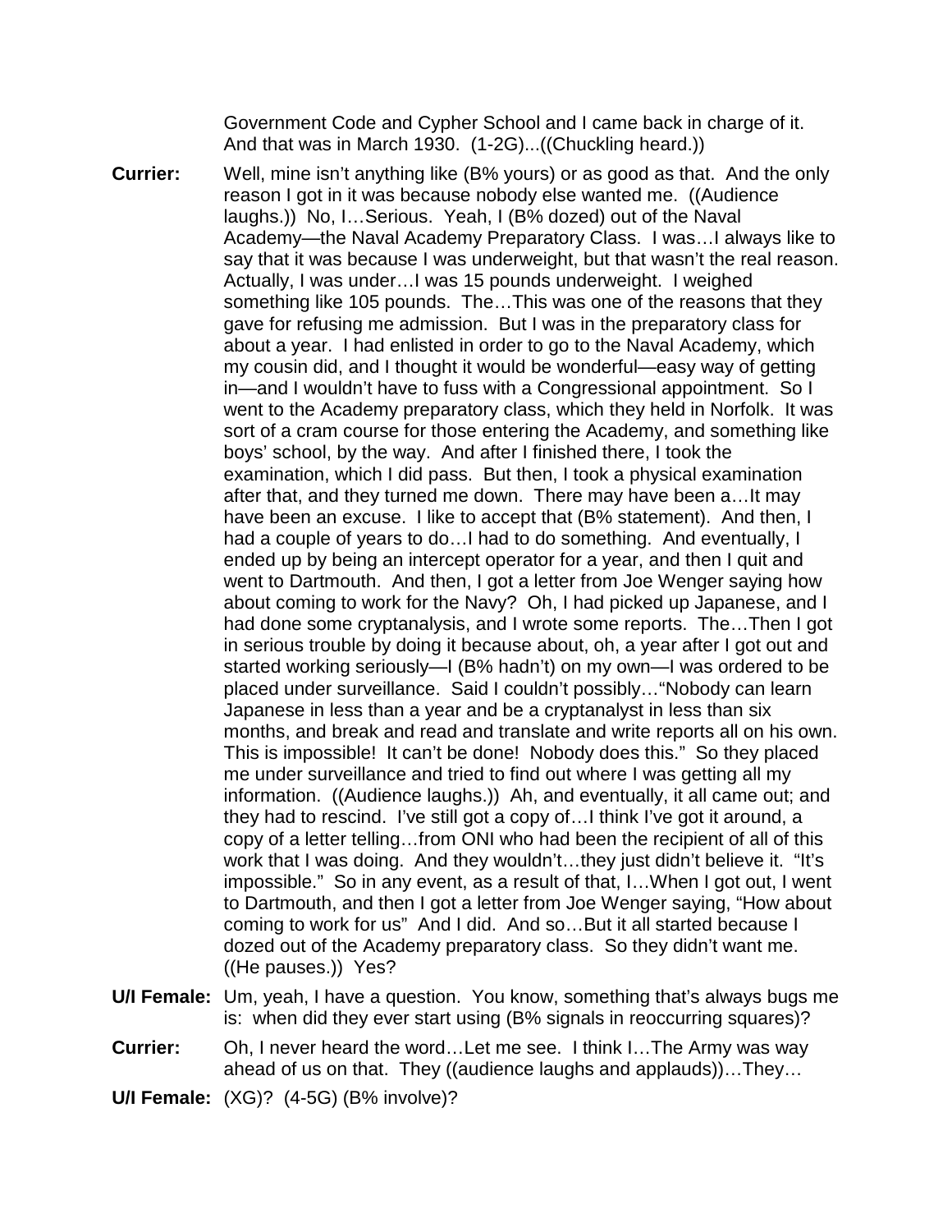Government Code and Cypher School and I came back in charge of it. And that was in March 1930. (1-2G)...((Chuckling heard.))

**Currier:** Well, mine isn't anything like (B% yours) or as good as that. And the only reason I got in it was because nobody else wanted me. ((Audience laughs.)) No, I…Serious. Yeah, I (B% dozed) out of the Naval Academy—the Naval Academy Preparatory Class. I was…I always like to say that it was because I was underweight, but that wasn't the real reason. Actually, I was under…I was 15 pounds underweight. I weighed something like 105 pounds. The…This was one of the reasons that they gave for refusing me admission. But I was in the preparatory class for about a year. I had enlisted in order to go to the Naval Academy, which my cousin did, and I thought it would be wonderful—easy way of getting in—and I wouldn't have to fuss with a Congressional appointment. So I went to the Academy preparatory class, which they held in Norfolk. It was sort of a cram course for those entering the Academy, and something like boys' school, by the way. And after I finished there, I took the examination, which I did pass. But then, I took a physical examination after that, and they turned me down. There may have been a…It may have been an excuse. I like to accept that (B% statement). And then, I had a couple of years to do…I had to do something. And eventually, I ended up by being an intercept operator for a year, and then I quit and went to Dartmouth. And then, I got a letter from Joe Wenger saying how about coming to work for the Navy? Oh, I had picked up Japanese, and I had done some cryptanalysis, and I wrote some reports. The…Then I got in serious trouble by doing it because about, oh, a year after I got out and started working seriously—I (B% hadn't) on my own—I was ordered to be placed under surveillance. Said I couldn't possibly…"Nobody can learn Japanese in less than a year and be a cryptanalyst in less than six months, and break and read and translate and write reports all on his own. This is impossible! It can't be done! Nobody does this." So they placed me under surveillance and tried to find out where I was getting all my information. ((Audience laughs.)) Ah, and eventually, it all came out; and they had to rescind. I've still got a copy of…I think I've got it around, a copy of a letter telling…from ONI who had been the recipient of all of this work that I was doing. And they wouldn't…they just didn't believe it. "It's impossible." So in any event, as a result of that, I…When I got out, I went to Dartmouth, and then I got a letter from Joe Wenger saying, "How about coming to work for us" And I did. And so…But it all started because I dozed out of the Academy preparatory class. So they didn't want me. ((He pauses.)) Yes?

**U/I Female:** Um, yeah, I have a question. You know, something that's always bugs me is: when did they ever start using (B% signals in reoccurring squares)?

**Currier:** Oh, I never heard the word…Let me see. I think I…The Army was way ahead of us on that. They ((audience laughs and applauds))…They…

**U/I Female:** (XG)? (4-5G) (B% involve)?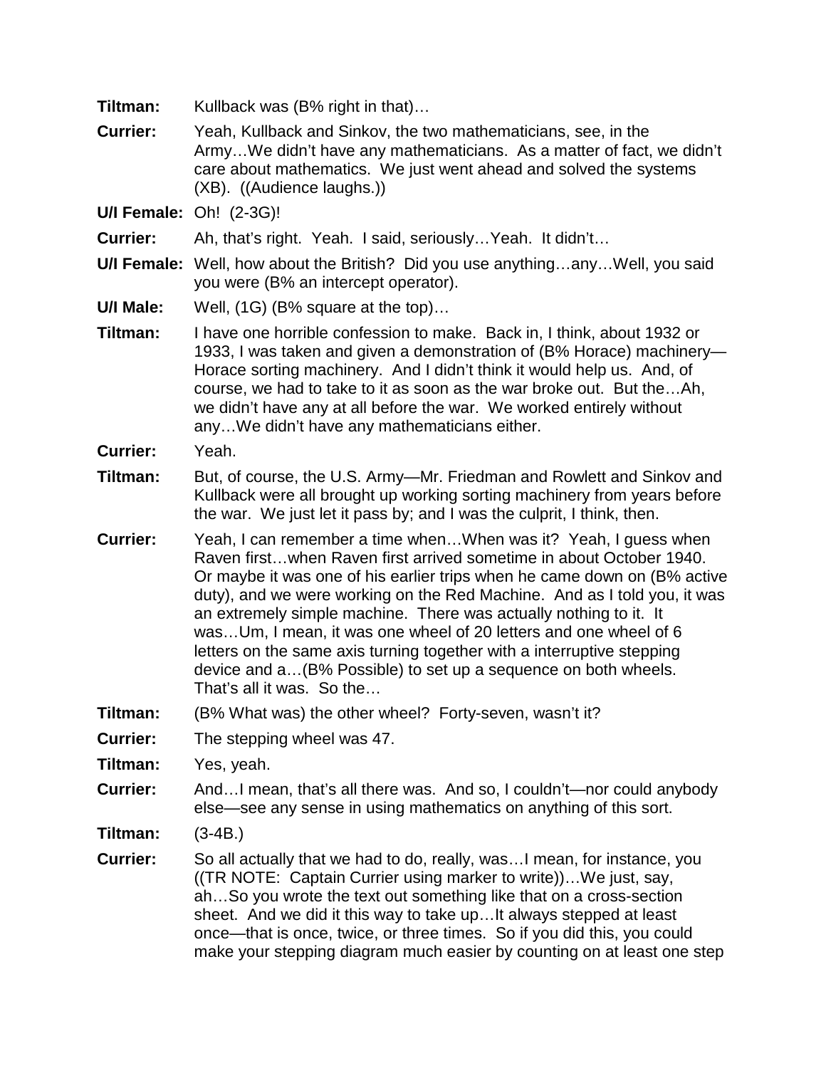**Tiltman:** Kullback was (B% right in that)…

**Currier:** Yeah, Kullback and Sinkov, the two mathematicians, see, in the Army…We didn't have any mathematicians. As a matter of fact, we didn't care about mathematics. We just went ahead and solved the systems (XB). ((Audience laughs.))

**U/I Female:** Oh! (2-3G)!

**Currier:** Ah, that's right. Yeah. I said, seriously…Yeah. It didn't…

**U/I Female:** Well, how about the British? Did you use anything…any…Well, you said you were (B% an intercept operator).

**U/I Male:** Well, (1G) (B% square at the top)…

**Tiltman:** I have one horrible confession to make. Back in, I think, about 1932 or 1933, I was taken and given a demonstration of (B% Horace) machinery—Horace sorting machinery. And I didn't think it would help us. And, of course, we had to take to it as soon as the war broke out. But the…Ah, we didn't have any at all before the war. We worked entirely without any…We didn't have any mathematicians either.

**Currier:** Yeah.

**Tiltman:** But, of course, the U.S. Army—Mr. Friedman and Rowlett and Sinkov and Kullback were all brought up working sorting machinery from years before the war. We just let it pass by; and I was the culprit, I think, then.

**Currier:** Yeah, I can remember a time when…When was it? Yeah, I guess when Raven first…when Raven first arrived sometime in about October 1940. Or maybe it was one of his earlier trips when he came down on (B% active duty), and we were working on the Red Machine. And as I told you, it was an extremely simple machine. There was actually nothing to it. It was…Um, I mean, it was one wheel of 20 letters and one wheel of 6 letters on the same axis turning together with a interruptive stepping device and a…(B% Possible) to set up a sequence on both wheels. That's all it was. So the…

**Tiltman:** (B% What was) the other wheel? Forty-seven, wasn't it?

**Currier:** The stepping wheel was 47.

**Tiltman:** Yes, yeah.

**Currier:** And…I mean, that's all there was. And so, I couldn't—nor could anybody else—see any sense in using mathematics on anything of this sort.

**Tiltman:** (3-4B.)

**Currier:** So all actually that we had to do, really, was…I mean, for instance, you ((TR NOTE: Captain Currier using marker to write))…We just, say, ah…So you wrote the text out something like that on a cross-section sheet. And we did it this way to take up…It always stepped at least once—that is once, twice, or three times. So if you did this, you could make your stepping diagram much easier by counting on at least one step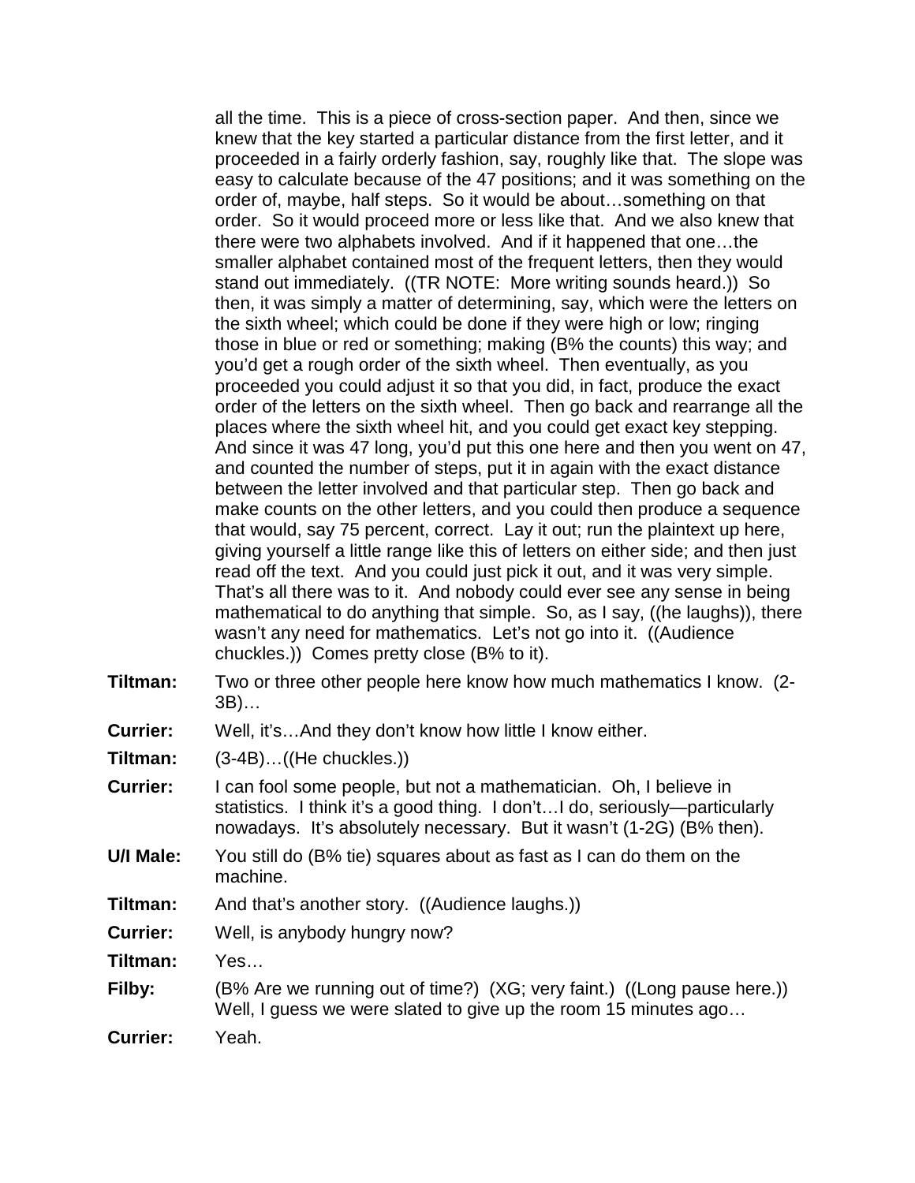all the time. This is a piece of cross-section paper. And then, since we knew that the key started a particular distance from the first letter, and it proceeded in a fairly orderly fashion, say, roughly like that. The slope was easy to calculate because of the 47 positions; and it was something on the order of, maybe, half steps. So it would be about…something on that order. So it would proceed more or less like that. And we also knew that there were two alphabets involved. And if it happened that one…the smaller alphabet contained most of the frequent letters, then they would stand out immediately. ((TR NOTE: More writing sounds heard.)) So then, it was simply a matter of determining, say, which were the letters on the sixth wheel; which could be done if they were high or low; ringing those in blue or red or something; making (B% the counts) this way; and you'd get a rough order of the sixth wheel. Then eventually, as you proceeded you could adjust it so that you did, in fact, produce the exact order of the letters on the sixth wheel. Then go back and rearrange all the places where the sixth wheel hit, and you could get exact key stepping. And since it was 47 long, you'd put this one here and then you went on 47, and counted the number of steps, put it in again with the exact distance between the letter involved and that particular step. Then go back and make counts on the other letters, and you could then produce a sequence that would, say 75 percent, correct. Lay it out; run the plaintext up here, giving yourself a little range like this of letters on either side; and then just read off the text. And you could just pick it out, and it was very simple. That's all there was to it. And nobody could ever see any sense in being mathematical to do anything that simple. So, as I say, ((he laughs)), there wasn't any need for mathematics. Let's not go into it. ((Audience chuckles.)) Comes pretty close (B% to it).

**Tiltman:** Two or three other people here know how much mathematics I know. (2-3B)…

**Currier:** Well, it's…And they don't know how little I know either.

**Tiltman:** (3-4B)…((He chuckles.))

**Currier:** I can fool some people, but not a mathematician. Oh, I believe in statistics. I think it's a good thing. I don't…I do, seriously—particularly nowadays. It's absolutely necessary. But it wasn't (1-2G) (B% then).

**U/I Male:** You still do (B% tie) squares about as fast as I can do them on the machine.

**Tiltman:** And that's another story. ((Audience laughs.))

**Currier:** Well, is anybody hungry now?

**Tiltman:** Yes…

**Filby:** (B% Are we running out of time?) (XG; very faint.) ((Long pause here.)) Well, I guess we were slated to give up the room 15 minutes ago…

**Currier:** Yeah.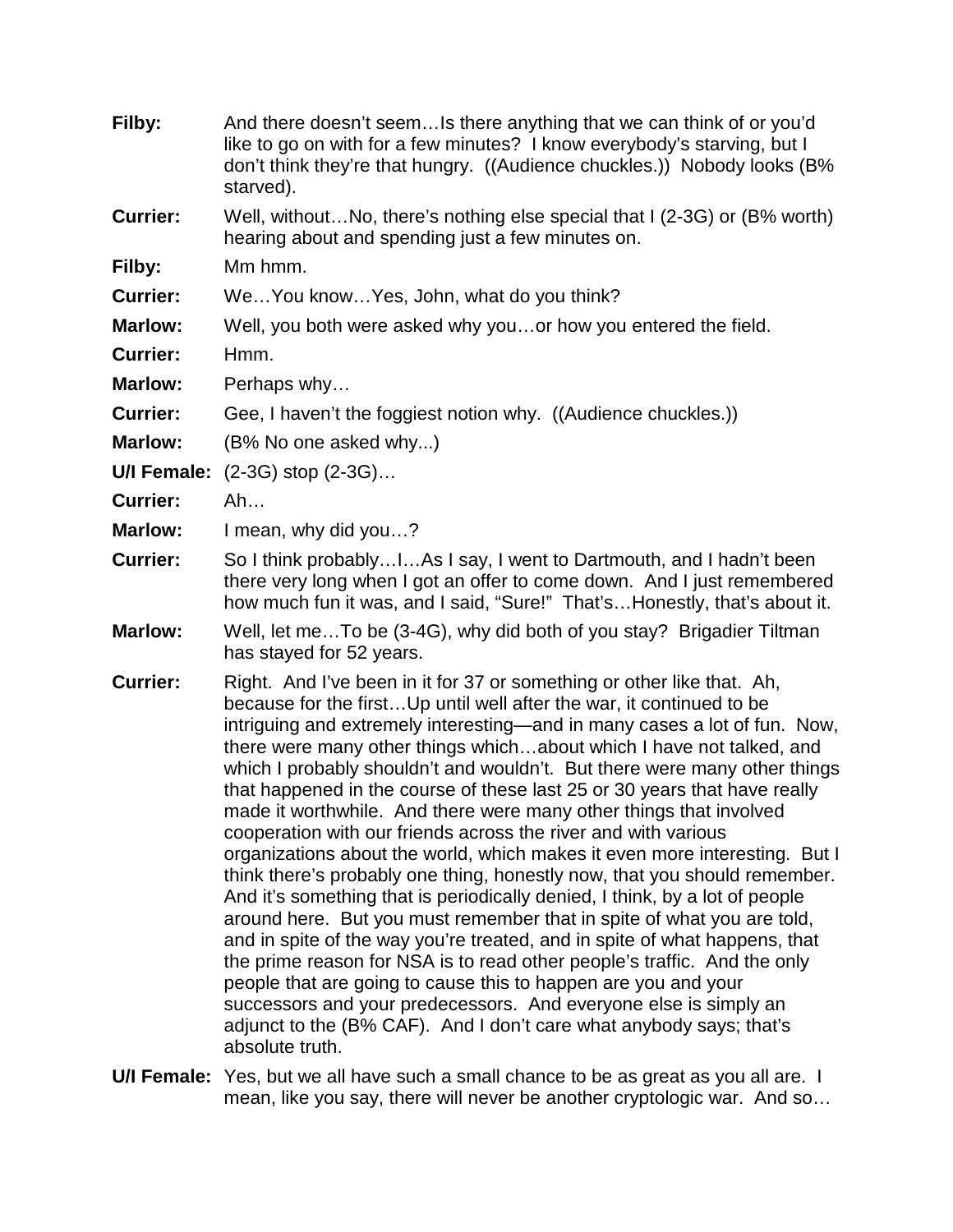**Filby:** And there doesn't seem…Is there anything that we can think of or you'd like to go on with for a few minutes? I know everybody's starving, but I don't think they're that hungry. ((Audience chuckles.)) Nobody looks (B% starved).

**Currier:** Well, without…No, there's nothing else special that I (2-3G) or (B% worth) hearing about and spending just a few minutes on.

**Filby:** Mm hmm.

**Currier:** We…You know…Yes, John, what do you think?

**Marlow:** Well, you both were asked why you…or how you entered the field.

**Currier:** Hmm.

**Marlow:** Perhaps why…

**Currier:** Gee, I haven't the foggiest notion why. ((Audience chuckles.))

**Marlow:** (B% No one asked why...)

**U/I Female:** (2-3G) stop (2-3G)…

**Currier:** Ah…

**Marlow:** I mean, why did you…?

**Currier:** So I think probably…I…As I say, I went to Dartmouth, and I hadn't been there very long when I got an offer to come down. And I just remembered how much fun it was, and I said, "Sure!" That's…Honestly, that's about it.

**Marlow:** Well, let me…To be (3-4G), why did both of you stay? Brigadier Tiltman has stayed for 52 years.

**Currier:** Right. And I've been in it for 37 or something or other like that. Ah, because for the first…Up until well after the war, it continued to be intriguing and extremely interesting—and in many cases a lot of fun. Now, there were many other things which…about which I have not talked, and which I probably shouldn't and wouldn't. But there were many other things that happened in the course of these last 25 or 30 years that have really made it worthwhile. And there were many other things that involved cooperation with our friends across the river and with various organizations about the world, which makes it even more interesting. But I think there's probably one thing, honestly now, that you should remember. And it's something that is periodically denied, I think, by a lot of people around here. But you must remember that in spite of what you are told, and in spite of the way you're treated, and in spite of what happens, that the prime reason for NSA is to read other people's traffic. And the only people that are going to cause this to happen are you and your successors and your predecessors. And everyone else is simply an adjunct to the (B% CAF). And I don't care what anybody says; that's absolute truth.

**U/I Female:** Yes, but we all have such a small chance to be as great as you all are. I mean, like you say, there will never be another cryptologic war. And so…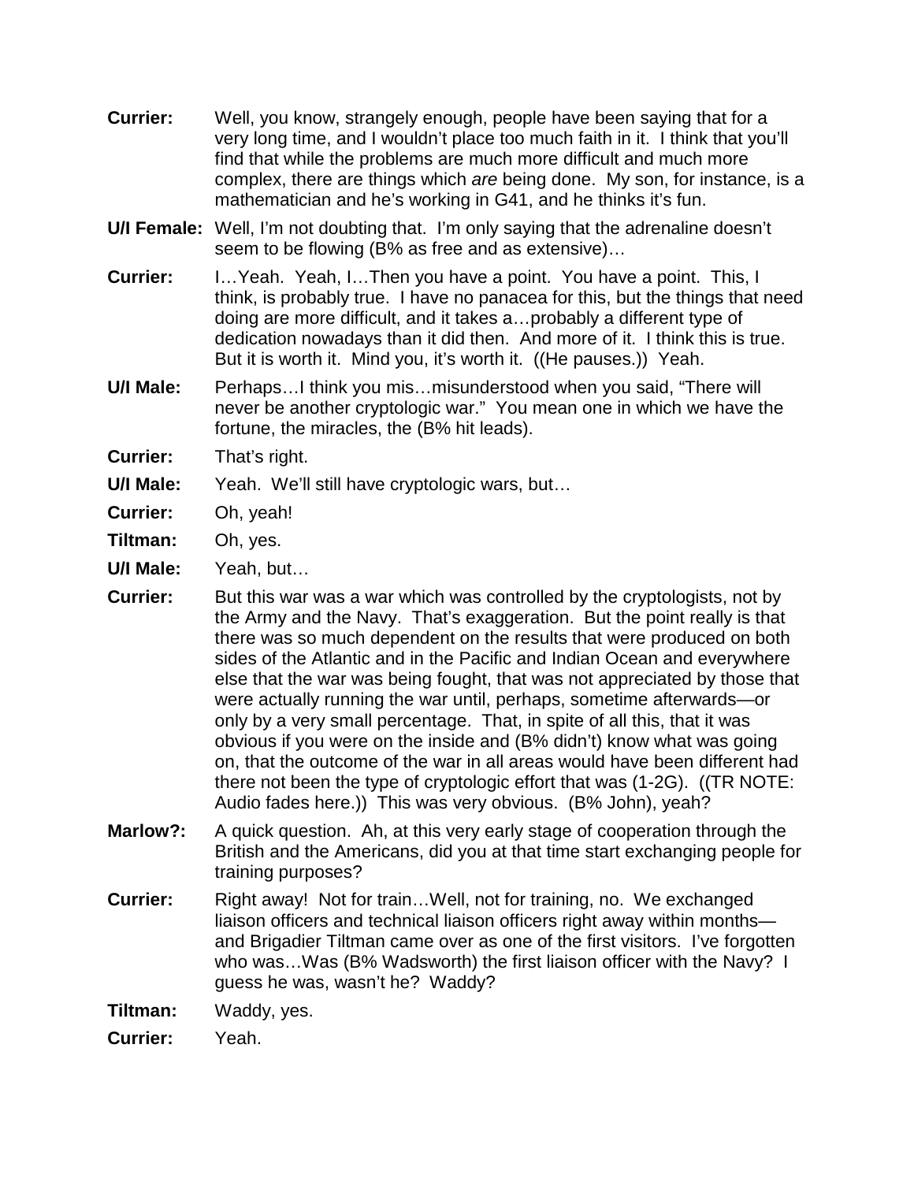**Currier:** Well, you know, strangely enough, people have been saying that for a very long time, and I wouldn't place too much faith in it. I think that you'll find that while the problems are much more difficult and much more complex, there are things which *are* being done. My son, for instance, is a mathematician and he's working in G41, and he thinks it's fun.

**U/I Female:** Well, I'm not doubting that. I'm only saying that the adrenaline doesn't seem to be flowing (B% as free and as extensive)…

**Currier:** I…Yeah. Yeah, I…Then you have a point. You have a point. This, I think, is probably true. I have no panacea for this, but the things that need doing are more difficult, and it takes a…probably a different type of dedication nowadays than it did then. And more of it. I think this is true. But it is worth it. Mind you, it's worth it. ((He pauses.)) Yeah.

**U/I Male:** Perhaps…I think you mis…misunderstood when you said, "There will never be another cryptologic war." You mean one in which we have the fortune, the miracles, the (B% hit leads).

**Currier:** That's right.

**U/I Male:** Yeah. We'll still have cryptologic wars, but…

**Currier:** Oh, yeah!

**Tiltman:** Oh, yes.

**U/I Male:** Yeah, but…

**Currier:** But this war was a war which was controlled by the cryptologists, not by the Army and the Navy. That's exaggeration. But the point really is that there was so much dependent on the results that were produced on both sides of the Atlantic and in the Pacific and Indian Ocean and everywhere else that the war was being fought, that was not appreciated by those that were actually running the war until, perhaps, sometime afterwards—or only by a very small percentage. That, in spite of all this, that it was obvious if you were on the inside and (B% didn't) know what was going on, that the outcome of the war in all areas would have been different had there not been the type of cryptologic effort that was (1-2G). ((TR NOTE: Audio fades here.)) This was very obvious. (B% John), yeah?

**Marlow?:** A quick question. Ah, at this very early stage of cooperation through the British and the Americans, did you at that time start exchanging people for training purposes?

**Currier:** Right away! Not for train…Well, not for training, no. We exchanged liaison officers and technical liaison officers right away within months—and Brigadier Tiltman came over as one of the first visitors. I've forgotten who was…Was (B% Wadsworth) the first liaison officer with the Navy? I guess he was, wasn't he? Waddy?

**Tiltman:** Waddy, yes.

**Currier:** Yeah.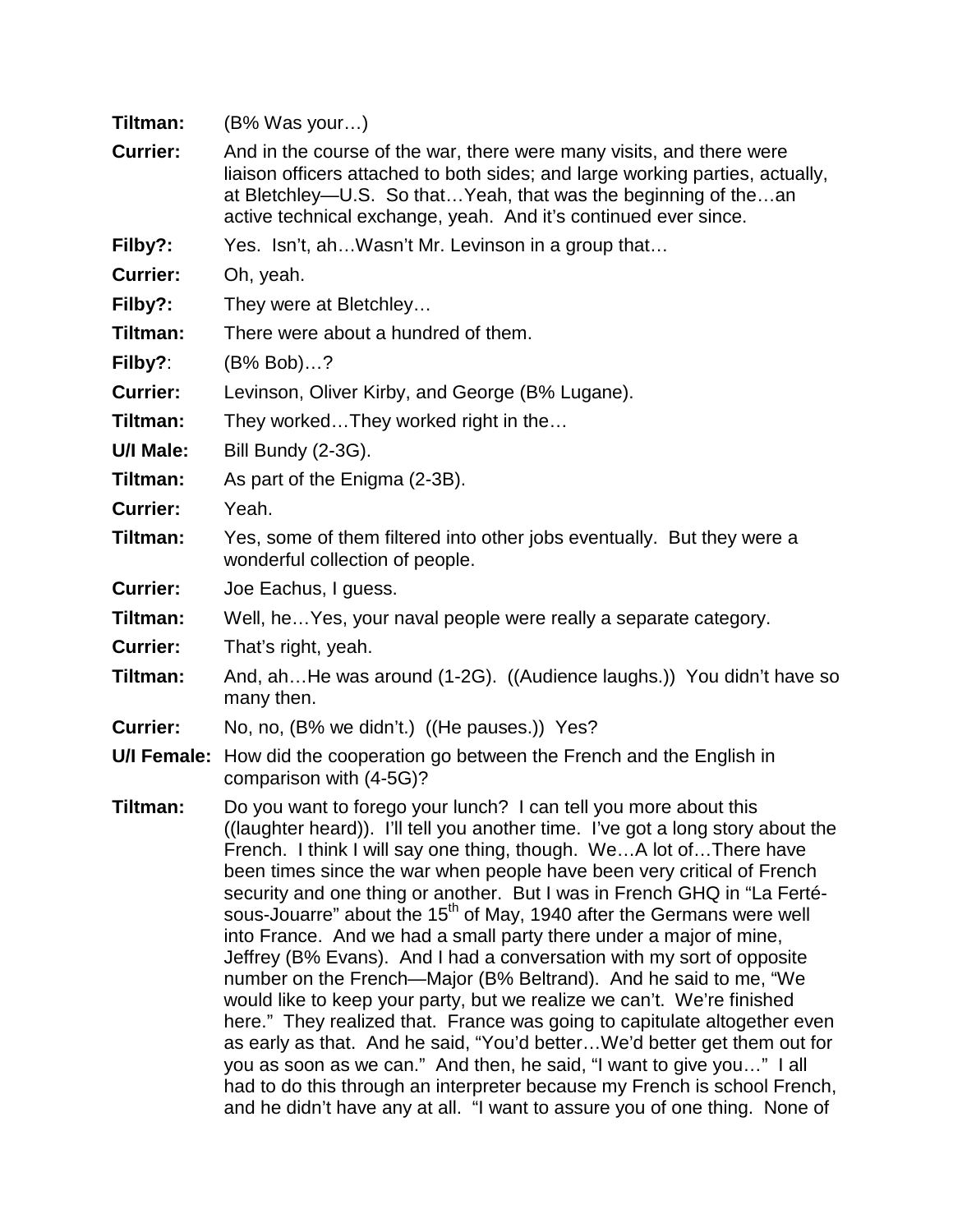**Tiltman:** (B% Was your…)

**Currier:** And in the course of the war, there were many visits, and there were liaison officers attached to both sides; and large working parties, actually, at Bletchley—U.S. So that…Yeah, that was the beginning of the…an active technical exchange, yeah. And it's continued ever since.

**Filby?:** Yes. Isn't, ah…Wasn't Mr. Levinson in a group that…

**Currier:** Oh, yeah.

**Filby?:** They were at Bletchley…

**Tiltman:** There were about a hundred of them.

**Filby?**: (B% Bob)…?

**Currier:** Levinson, Oliver Kirby, and George (B% Lugane).

**Tiltman:** They worked…They worked right in the…

**U/I Male:** Bill Bundy (2-3G).

**Tiltman:** As part of the Enigma (2-3B).

**Currier:** Yeah.

**Tiltman:** Yes, some of them filtered into other jobs eventually. But they were a wonderful collection of people.

**Currier:** Joe Eachus, I guess.

**Tiltman:** Well, he…Yes, your naval people were really a separate category.

**Currier:** That's right, yeah.

**Tiltman:** And, ah…He was around (1-2G). ((Audience laughs.)) You didn't have so many then.

**Currier:** No, no, (B% we didn't.) ((He pauses.)) Yes?

**U/I Female:** How did the cooperation go between the French and the English in comparison with (4-5G)?

**Tiltman:** Do you want to forego your lunch? I can tell you more about this ((laughter heard)). I'll tell you another time. I've got a long story about the French. I think I will say one thing, though. We…A lot of…There have been times since the war when people have been very critical of French security and one thing or another. But I was in French GHQ in "La Ferté-sous-Jouarre" about the 15th of May, 1940 after the Germans were well into France. And we had a small party there under a major of mine, Jeffrey (B% Evans). And I had a conversation with my sort of opposite number on the French—Major (B% Beltrand). And he said to me, "We would like to keep your party, but we realize we can't. We're finished here." They realized that. France was going to capitulate altogether even as early as that. And he said, "You'd better…We'd better get them out for you as soon as we can." And then, he said, "I want to give you…" I all had to do this through an interpreter because my French is school French, and he didn't have any at all. "I want to assure you of one thing. None of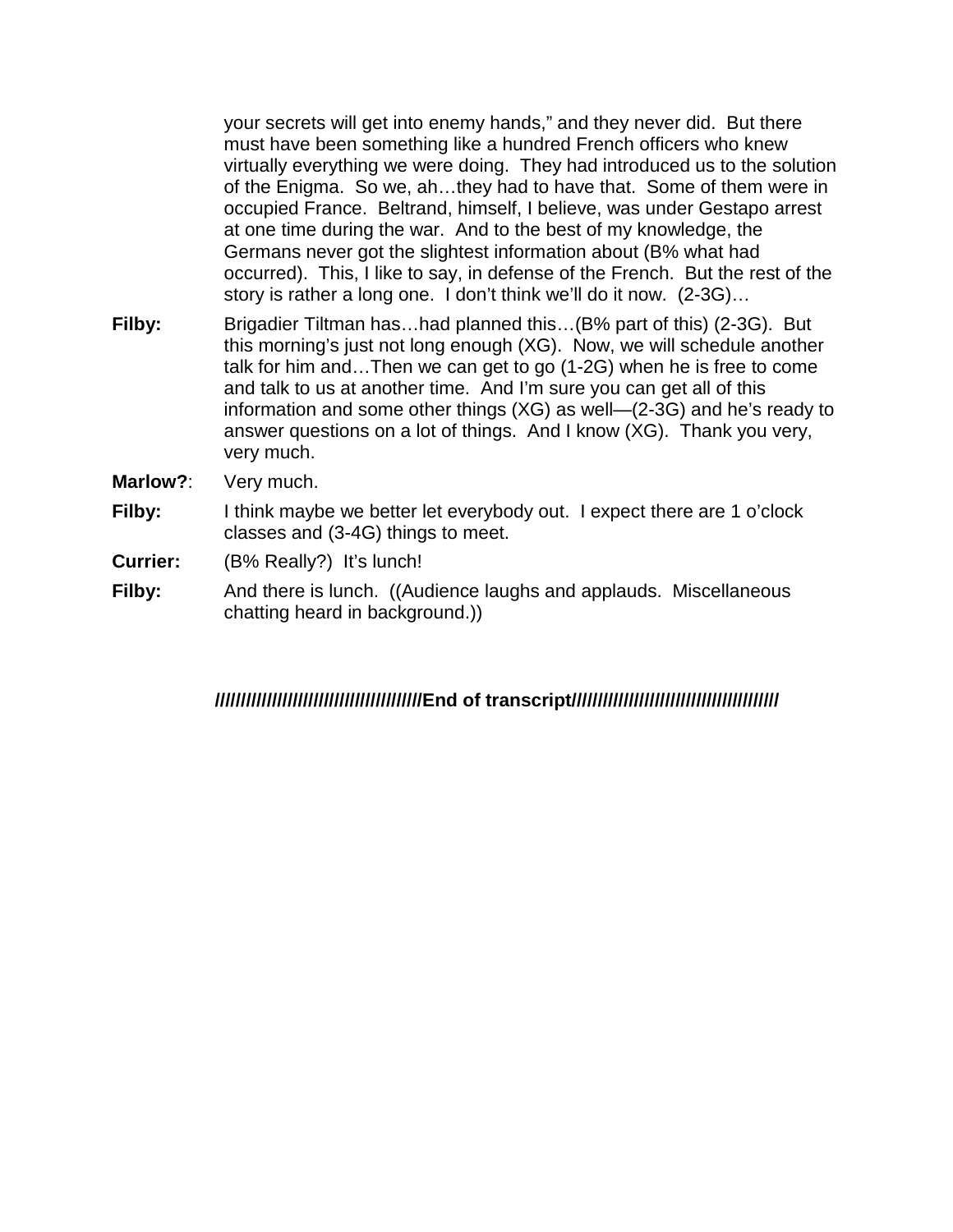your secrets will get into enemy hands," and they never did. But there must have been something like a hundred French officers who knew virtually everything we were doing. They had introduced us to the solution of the Enigma. So we, ah…they had to have that. Some of them were in occupied France. Beltrand, himself, I believe, was under Gestapo arrest at one time during the war. And to the best of my knowledge, the Germans never got the slightest information about (B% what had occurred). This, I like to say, in defense of the French. But the rest of the story is rather a long one. I don't think we'll do it now. (2-3G)…

**Filby:** Brigadier Tiltman has…had planned this…(B% part of this) (2-3G). But this morning's just not long enough (XG). Now, we will schedule another talk for him and…Then we can get to go (1-2G) when he is free to come and talk to us at another time. And I'm sure you can get all of this information and some other things (XG) as well—(2-3G) and he's ready to answer questions on a lot of things. And I know (XG). Thank you very, very much.

**Marlow?**: Very much.

**Filby:** I think maybe we better let everybody out. I expect there are 1 o'clock classes and (3-4G) things to meet.

**Currier:** (B% Really?) It's lunch!

**Filby:** And there is lunch. ((Audience laughs and applauds. Miscellaneous chatting heard in background.))

**////////////////////////////////////////End of transcript////////////////////////////////////////**